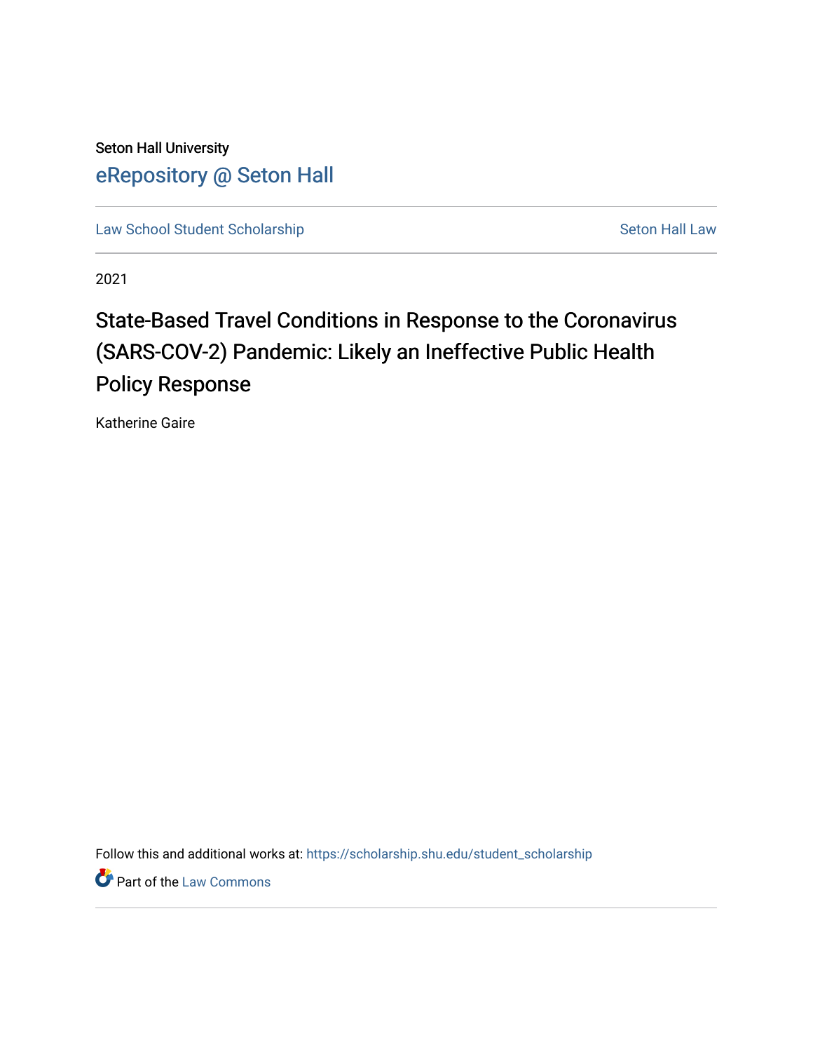Seton Hall University

# eRepository @ Seton Hall

Law School Student Scholarship | Seton Hall Law

2021

## State-Based Travel Conditions in Response to the Coronavirus (SARS-COV-2) Pandemic: Likely an Ineffective Public Health Policy Response

Katherine Gaire

Follow this and additional works at: https://scholarship.shu.edu/student_scholarship

Part of the Law Commons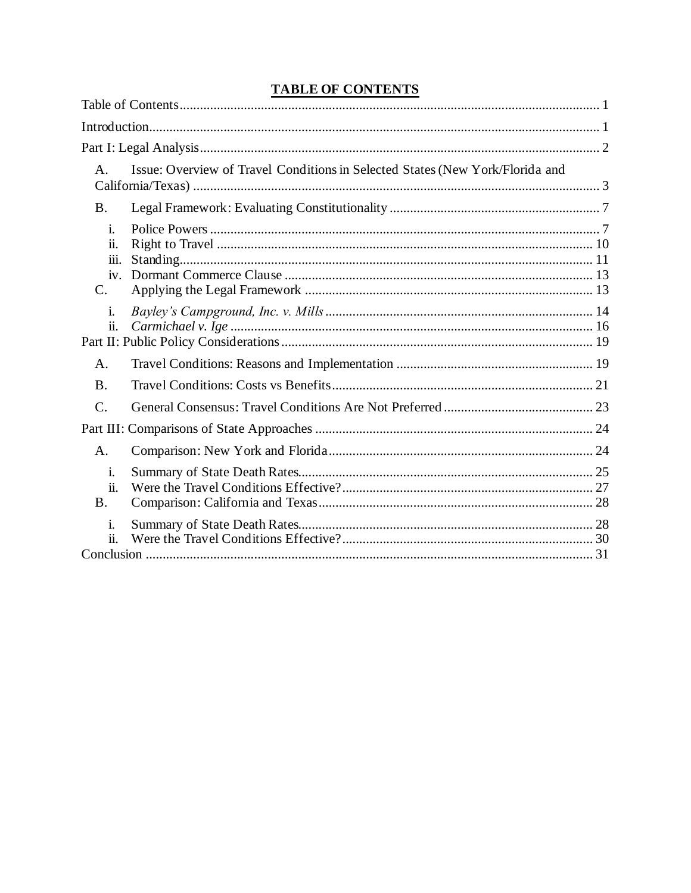# TABLE OF CONTENTS

Table of Contents ........................................................................................................... 1

Introduction .................................................................................................................... 1

Part I: Legal Analysis ..................................................................................................... 2

- A. Issue: Overview of Travel Conditions in Selected States (New York/Florida and California/Texas) ....................................................................................................... 3
- B. Legal Framework: Evaluating Constitutionality ............................................................. 7
  - i. Police Powers .................................................................................................. 7
  - ii. Right to Travel .............................................................................................. 10
  - iii. Standing ......................................................................................................... 11
  - iv. Dormant Commerce Clause .......................................................................... 13
- C. Applying the Legal Framework .................................................................................... 13
  - i. *Bayley's Campground, Inc. v. Mills* .............................................................. 14
  - ii. *Carmichael v. Ige* .......................................................................................... 16

Part II: Public Policy Considerations ........................................................................... 19

- A. Travel Conditions: Reasons and Implementation .......................................................... 19
- B. Travel Conditions: Costs vs Benefits ............................................................................. 21
- C. General Consensus: Travel Conditions Are Not Preferred ............................................ 23

Part III: Comparisons of State Approaches .................................................................. 24

- A. Comparison: New York and Florida .............................................................................. 24
  - i. Summary of State Death Rates ....................................................................... 25
  - ii. Were the Travel Conditions Effective? .......................................................... 27
- B. Comparison: California and Texas ................................................................................ 28
  - i. Summary of State Death Rates ....................................................................... 28
  - ii. Were the Travel Conditions Effective? .......................................................... 30

Conclusion .................................................................................................................... 31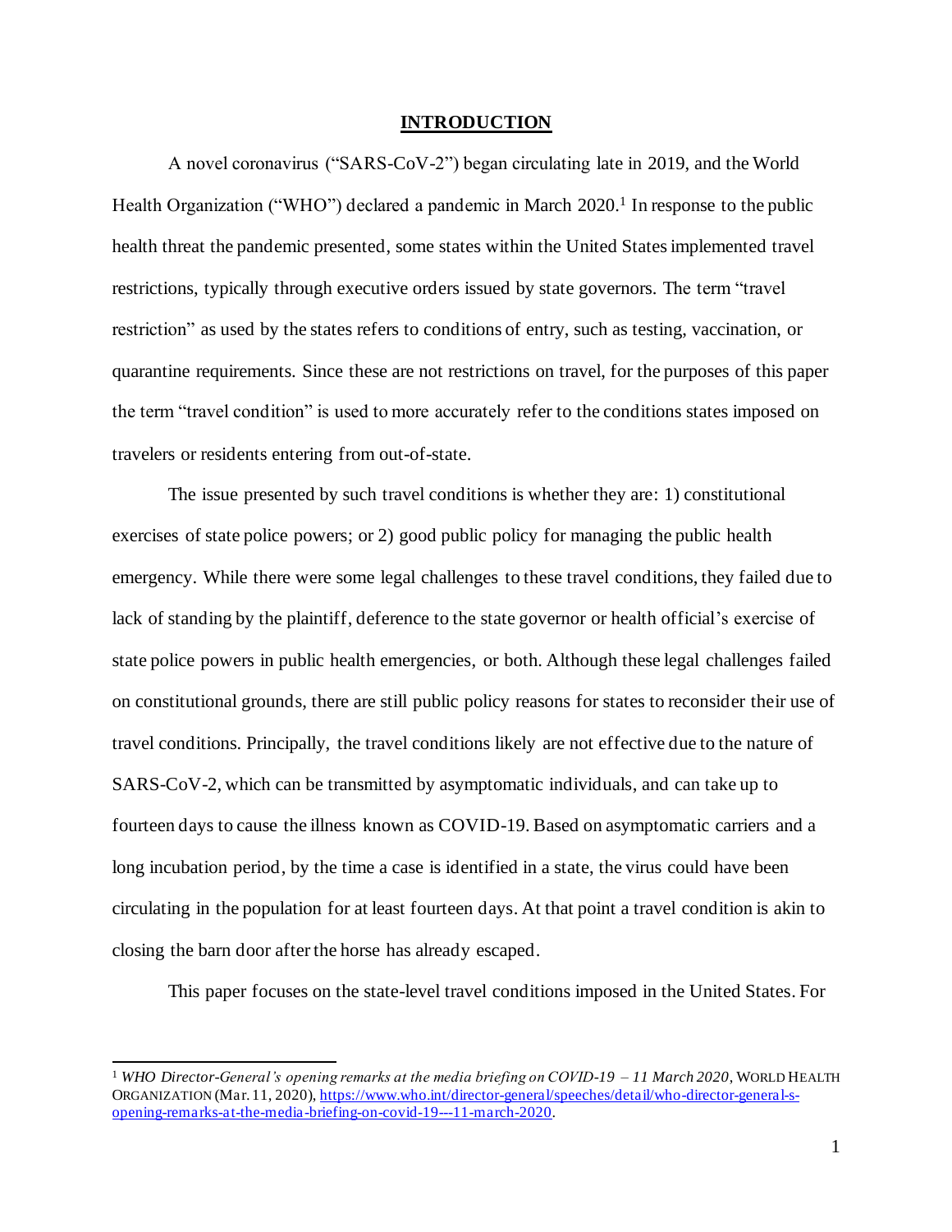## INTRODUCTION

A novel coronavirus ("SARS-CoV-2") began circulating late in 2019, and the World Health Organization ("WHO") declared a pandemic in March 2020.[1] In response to the public health threat the pandemic presented, some states within the United States implemented travel restrictions, typically through executive orders issued by state governors. The term "travel restriction" as used by the states refers to conditions of entry, such as testing, vaccination, or quarantine requirements. Since these are not restrictions on travel, for the purposes of this paper the term "travel condition" is used to more accurately refer to the conditions states imposed on travelers or residents entering from out-of-state.

The issue presented by such travel conditions is whether they are: 1) constitutional exercises of state police powers; or 2) good public policy for managing the public health emergency. While there were some legal challenges to these travel conditions, they failed due to lack of standing by the plaintiff, deference to the state governor or health official's exercise of state police powers in public health emergencies, or both. Although these legal challenges failed on constitutional grounds, there are still public policy reasons for states to reconsider their use of travel conditions. Principally, the travel conditions likely are not effective due to the nature of SARS-CoV-2, which can be transmitted by asymptomatic individuals, and can take up to fourteen days to cause the illness known as COVID-19. Based on asymptomatic carriers and a long incubation period, by the time a case is identified in a state, the virus could have been circulating in the population for at least fourteen days. At that point a travel condition is akin to closing the barn door after the horse has already escaped.

This paper focuses on the state-level travel conditions imposed in the United States. For

---

[1] *WHO Director-General's opening remarks at the media briefing on COVID-19 – 11 March 2020*, WORLD HEALTH ORGANIZATION (Mar. 11, 2020), https://www.who.int/director-general/speeches/detail/who-director-general-s-opening-remarks-at-the-media-briefing-on-covid-19---11-march-2020.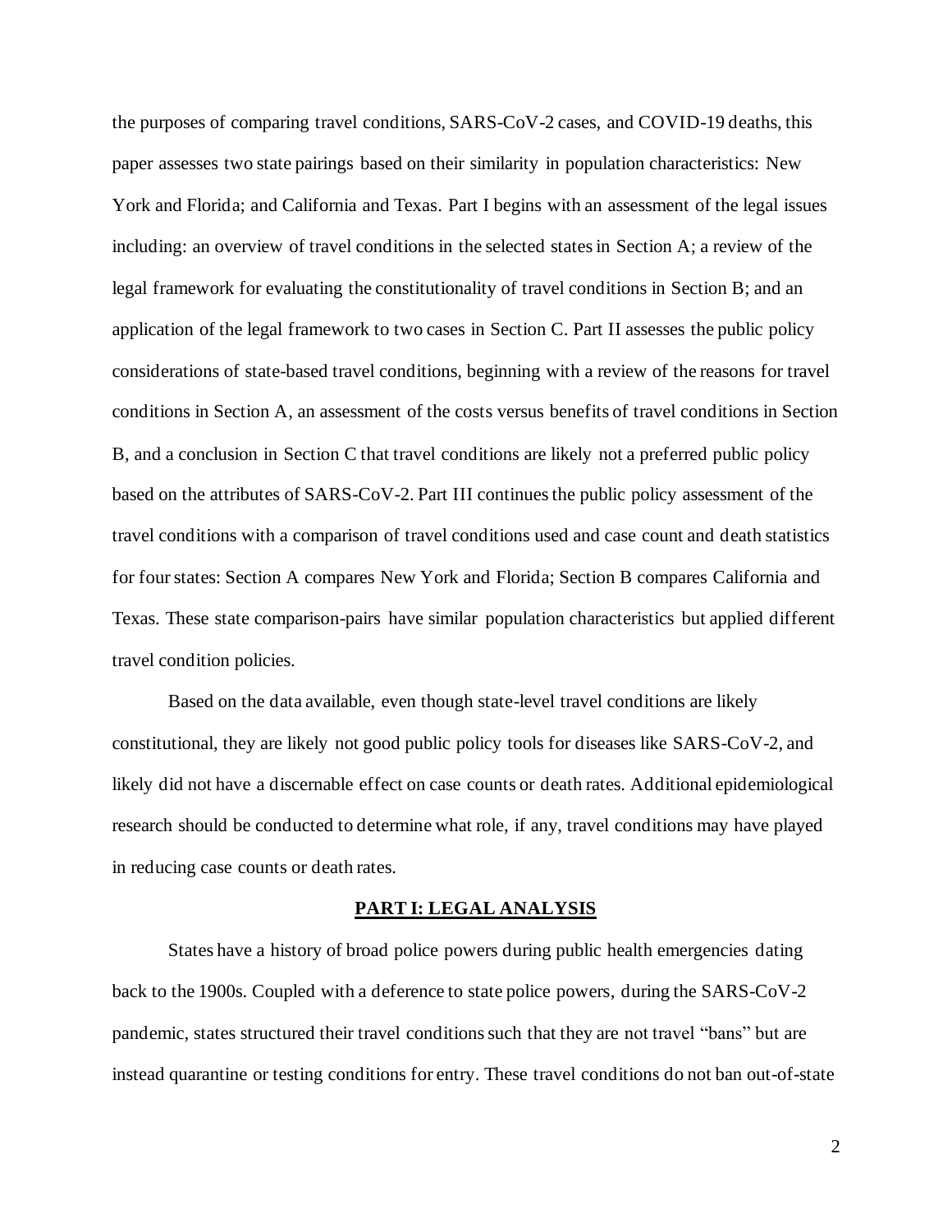the purposes of comparing travel conditions, SARS-CoV-2 cases, and COVID-19 deaths, this paper assesses two state pairings based on their similarity in population characteristics: New York and Florida; and California and Texas. Part I begins with an assessment of the legal issues including: an overview of travel conditions in the selected states in Section A; a review of the legal framework for evaluating the constitutionality of travel conditions in Section B; and an application of the legal framework to two cases in Section C. Part II assesses the public policy considerations of state-based travel conditions, beginning with a review of the reasons for travel conditions in Section A, an assessment of the costs versus benefits of travel conditions in Section B, and a conclusion in Section C that travel conditions are likely not a preferred public policy based on the attributes of SARS-CoV-2. Part III continues the public policy assessment of the travel conditions with a comparison of travel conditions used and case count and death statistics for four states: Section A compares New York and Florida; Section B compares California and Texas. These state comparison-pairs have similar population characteristics but applied different travel condition policies.

Based on the data available, even though state-level travel conditions are likely constitutional, they are likely not good public policy tools for diseases like SARS-CoV-2, and likely did not have a discernable effect on case counts or death rates. Additional epidemiological research should be conducted to determine what role, if any, travel conditions may have played in reducing case counts or death rates.

## PART I: LEGAL ANALYSIS

States have a history of broad police powers during public health emergencies dating back to the 1900s. Coupled with a deference to state police powers, during the SARS-CoV-2 pandemic, states structured their travel conditions such that they are not travel "bans" but are instead quarantine or testing conditions for entry. These travel conditions do not ban out-of-state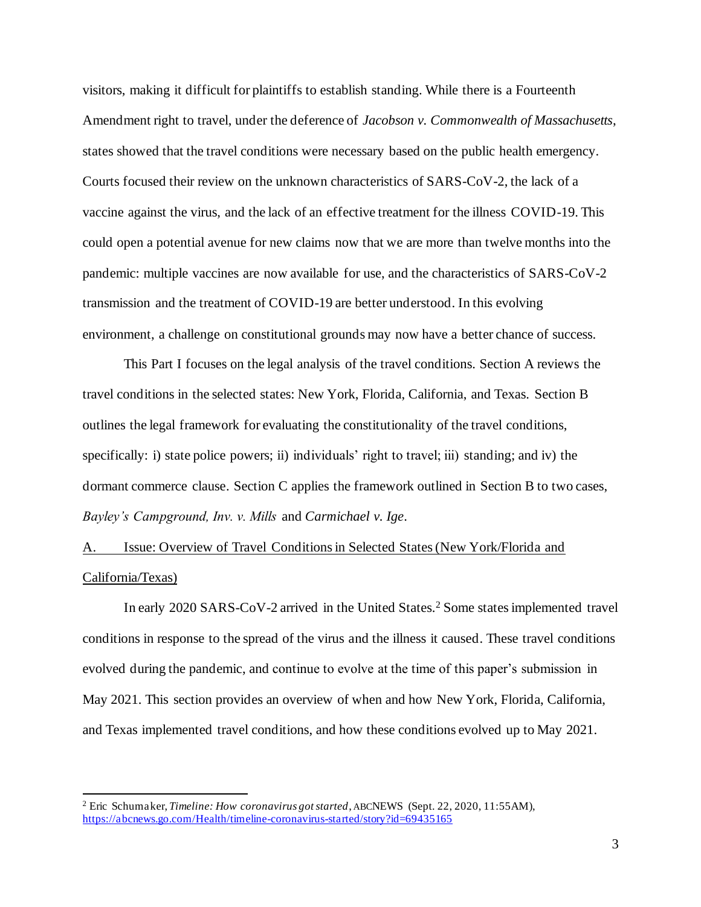visitors, making it difficult for plaintiffs to establish standing. While there is a Fourteenth Amendment right to travel, under the deference of *Jacobson v. Commonwealth of Massachusetts*, states showed that the travel conditions were necessary based on the public health emergency. Courts focused their review on the unknown characteristics of SARS-CoV-2, the lack of a vaccine against the virus, and the lack of an effective treatment for the illness COVID-19. This could open a potential avenue for new claims now that we are more than twelve months into the pandemic: multiple vaccines are now available for use, and the characteristics of SARS-CoV-2 transmission and the treatment of COVID-19 are better understood. In this evolving environment, a challenge on constitutional grounds may now have a better chance of success.

This Part I focuses on the legal analysis of the travel conditions. Section A reviews the travel conditions in the selected states: New York, Florida, California, and Texas. Section B outlines the legal framework for evaluating the constitutionality of the travel conditions, specifically: i) state police powers; ii) individuals' right to travel; iii) standing; and iv) the dormant commerce clause. Section C applies the framework outlined in Section B to two cases, *Bayley's Campground, Inv. v. Mills* and *Carmichael v. Ige*.

## A. Issue: Overview of Travel Conditions in Selected States (New York/Florida and California/Texas)

In early 2020 SARS-CoV-2 arrived in the United States.[2] Some states implemented travel conditions in response to the spread of the virus and the illness it caused. These travel conditions evolved during the pandemic, and continue to evolve at the time of this paper's submission in May 2021. This section provides an overview of when and how New York, Florida, California, and Texas implemented travel conditions, and how these conditions evolved up to May 2021.

---

[2] Eric Schumaker, *Timeline: How coronavirus got started*, ABCNEWS (Sept. 22, 2020, 11:55AM), https://abcnews.go.com/Health/timeline-coronavirus-started/story?id=69435165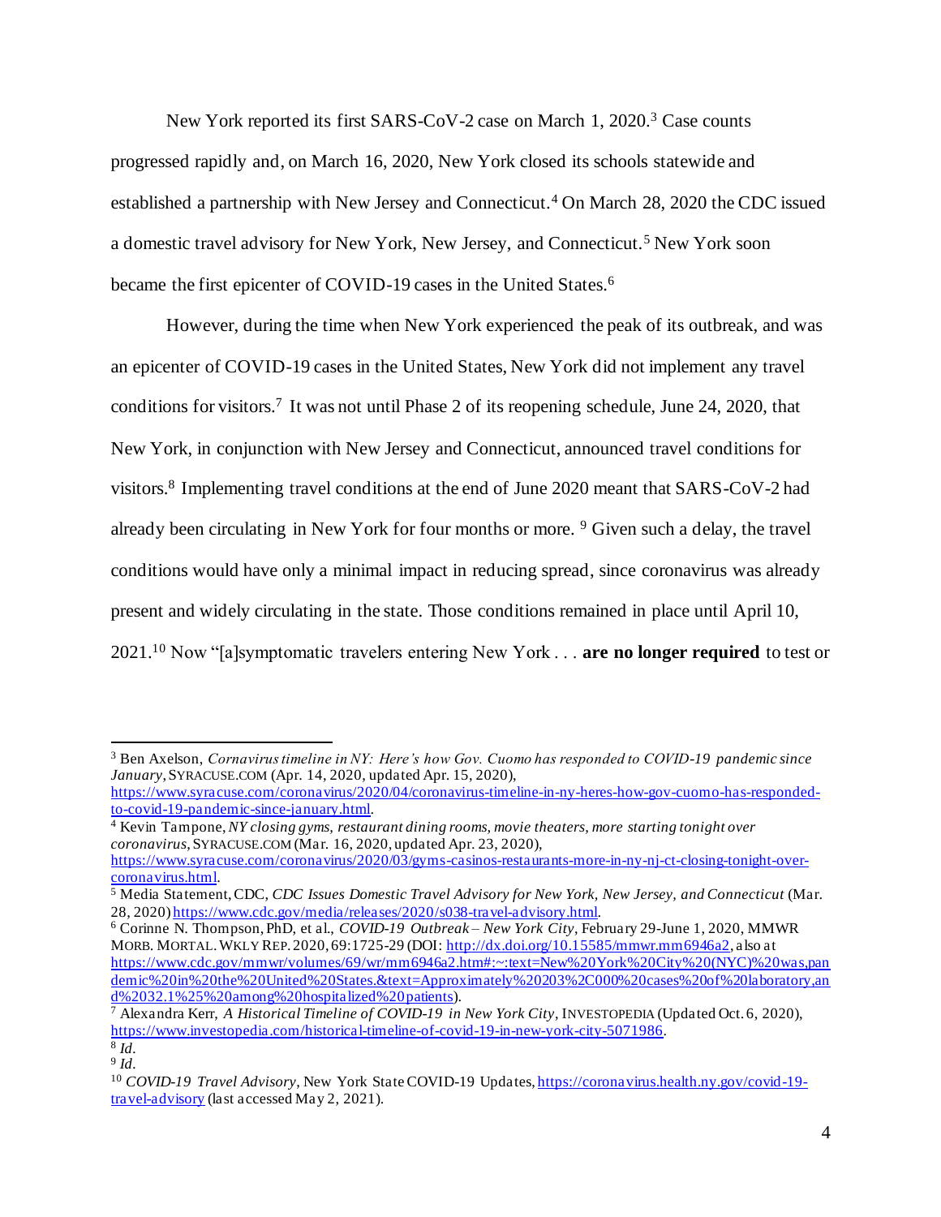New York reported its first SARS-CoV-2 case on March 1, 2020.[3] Case counts progressed rapidly and, on March 16, 2020, New York closed its schools statewide and established a partnership with New Jersey and Connecticut.[4] On March 28, 2020 the CDC issued a domestic travel advisory for New York, New Jersey, and Connecticut.[5] New York soon became the first epicenter of COVID-19 cases in the United States.[6]

However, during the time when New York experienced the peak of its outbreak, and was an epicenter of COVID-19 cases in the United States, New York did not implement any travel conditions for visitors.[7] It was not until Phase 2 of its reopening schedule, June 24, 2020, that New York, in conjunction with New Jersey and Connecticut, announced travel conditions for visitors.[8] Implementing travel conditions at the end of June 2020 meant that SARS-CoV-2 had already been circulating in New York for four months or more.[9] Given such a delay, the travel conditions would have only a minimal impact in reducing spread, since coronavirus was already present and widely circulating in the state. Those conditions remained in place until April 10, 2021.[10] Now "[a]symptomatic travelers entering New York . . . **are no longer required** to test or

---

[3] Ben Axelson, *Cornavirus timeline in NY: Here's how Gov. Cuomo has responded to COVID-19 pandemic since January*, SYRACUSE.COM (Apr. 14, 2020, updated Apr. 15, 2020), https://www.syracuse.com/coronavirus/2020/04/coronavirus-timeline-in-ny-heres-how-gov-cuomo-has-responded-to-covid-19-pandemic-since-january.html.

[4] Kevin Tampone, *NY closing gyms, restaurant dining rooms, movie theaters, more starting tonight over coronavirus*, SYRACUSE.COM (Mar. 16, 2020, updated Apr. 23, 2020), https://www.syracuse.com/coronavirus/2020/03/gyms-casinos-restaurants-more-in-ny-nj-ct-closing-tonight-over-coronavirus.html.

[5] Media Statement, CDC, *CDC Issues Domestic Travel Advisory for New York, New Jersey, and Connecticut* (Mar. 28, 2020) https://www.cdc.gov/media/releases/2020/s038-travel-advisory.html.

[6] Corinne N. Thompson, PhD, et al., *COVID-19 Outbreak – New York City*, February 29-June 1, 2020, MMWR MORB. MORTAL. WKLY REP. 2020, 69:1725-29 (DOI: http://dx.doi.org/10.15585/mmwr.mm6946a2, also at https://www.cdc.gov/mmwr/volumes/69/wr/mm6946a2.htm#:~:text=New%20York%20City%20(NYC)%20was,pandemic%20in%20the%20United%20States.&text=Approximately%20203%2C000%20cases%20of%20laboratory,and%2032.1%25%20among%20hospitalized%20patients).

[7] Alexandra Kerr, *A Historical Timeline of COVID-19 in New York City*, INVESTOPEDIA (Updated Oct. 6, 2020), https://www.investopedia.com/historical-timeline-of-covid-19-in-new-york-city-5071986.

[8] *Id.*

[9] *Id.*

[10] *COVID-19 Travel Advisory*, New York State COVID-19 Updates, https://coronavirus.health.ny.gov/covid-19-travel-advisory (last accessed May 2, 2021).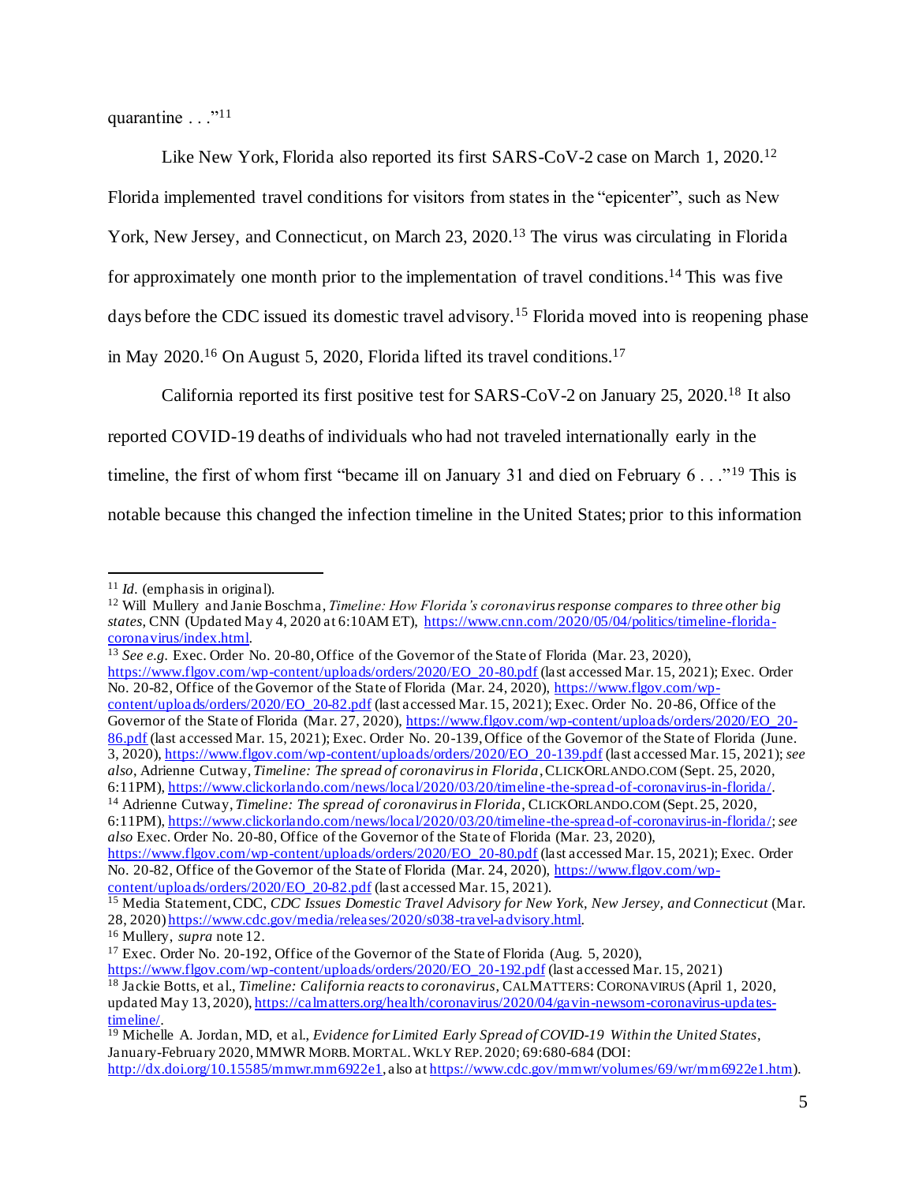quarantine . . ."[11]

Like New York, Florida also reported its first SARS-CoV-2 case on March 1, 2020.[12] Florida implemented travel conditions for visitors from states in the "epicenter", such as New York, New Jersey, and Connecticut, on March 23, 2020.[13] The virus was circulating in Florida for approximately one month prior to the implementation of travel conditions.[14] This was five days before the CDC issued its domestic travel advisory.[15] Florida moved into is reopening phase in May 2020.[16] On August 5, 2020, Florida lifted its travel conditions.[17]

California reported its first positive test for SARS-CoV-2 on January 25, 2020.[18] It also reported COVID-19 deaths of individuals who had not traveled internationally early in the timeline, the first of whom first "became ill on January 31 and died on February 6 . . ."[19] This is notable because this changed the infection timeline in the United States; prior to this information

---

[11] *Id.* (emphasis in original).

[12] Will Mullery and Janie Boschma, *Timeline: How Florida's coronavirus response compares to three other big states*, CNN (Updated May 4, 2020 at 6:10AM ET), https://www.cnn.com/2020/05/04/politics/timeline-florida-coronavirus/index.html.

[13] *See e.g.* Exec. Order No. 20-80, Office of the Governor of the State of Florida (Mar. 23, 2020), https://www.flgov.com/wp-content/uploads/orders/2020/EO_20-80.pdf (last accessed Mar. 15, 2021); Exec. Order No. 20-82, Office of the Governor of the State of Florida (Mar. 24, 2020), https://www.flgov.com/wp-content/uploads/orders/2020/EO_20-82.pdf (last accessed Mar. 15, 2021); Exec. Order No. 20-86, Office of the Governor of the State of Florida (Mar. 27, 2020), https://www.flgov.com/wp-content/uploads/orders/2020/EO_20-86.pdf (last accessed Mar. 15, 2021); Exec. Order No. 20-139, Office of the Governor of the State of Florida (June. 3, 2020), https://www.flgov.com/wp-content/uploads/orders/2020/EO_20-139.pdf (last accessed Mar. 15, 2021); *see also*, Adrienne Cutway, *Timeline: The spread of coronavirus in Florida*, CLICKORLANDO.COM (Sept. 25, 2020, 6:11PM), https://www.clickorlando.com/news/local/2020/03/20/timeline-the-spread-of-coronavirus-in-florida/.

[14] Adrienne Cutway, *Timeline: The spread of coronavirus in Florida*, CLICKORLANDO.COM (Sept. 25, 2020, 6:11PM), https://www.clickorlando.com/news/local/2020/03/20/timeline-the-spread-of-coronavirus-in-florida/; *see also* Exec. Order No. 20-80, Office of the Governor of the State of Florida (Mar. 23, 2020), https://www.flgov.com/wp-content/uploads/orders/2020/EO_20-80.pdf (last accessed Mar. 15, 2021); Exec. Order No. 20-82, Office of the Governor of the State of Florida (Mar. 24, 2020), https://www.flgov.com/wp-content/uploads/orders/2020/EO_20-82.pdf (last accessed Mar. 15, 2021).

[15] Media Statement, CDC, *CDC Issues Domestic Travel Advisory for New York, New Jersey, and Connecticut* (Mar. 28, 2020) https://www.cdc.gov/media/releases/2020/s038-travel-advisory.html.

[16] Mullery, *supra* note 12.

[17] Exec. Order No. 20-192, Office of the Governor of the State of Florida (Aug. 5, 2020), https://www.flgov.com/wp-content/uploads/orders/2020/EO_20-192.pdf (last accessed Mar. 15, 2021)

[18] Jackie Botts, et al., *Timeline: California reacts to coronavirus*, CALMATTERS: CORONAVIRUS (April 1, 2020, updated May 13, 2020), https://calmatters.org/health/coronavirus/2020/04/gavin-newsom-coronavirus-updates-timeline/.

[19] Michelle A. Jordan, MD, et al., *Evidence for Limited Early Spread of COVID-19 Within the United States*, January-February 2020, MMWR MORB. MORTAL. WKLY REP. 2020; 69:680-684 (DOI: http://dx.doi.org/10.15585/mmwr.mm6922e1, also at https://www.cdc.gov/mmwr/volumes/69/wr/mm6922e1.htm).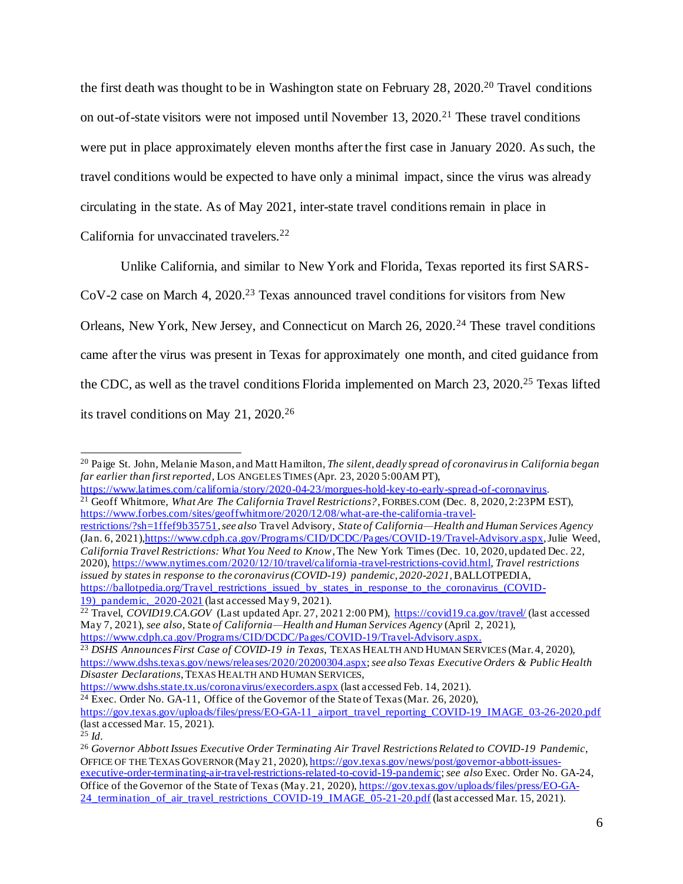the first death was thought to be in Washington state on February 28, 2020.[20] Travel conditions on out-of-state visitors were not imposed until November 13, 2020.[21] These travel conditions were put in place approximately eleven months after the first case in January 2020. As such, the travel conditions would be expected to have only a minimal impact, since the virus was already circulating in the state. As of May 2021, inter-state travel conditions remain in place in California for unvaccinated travelers.[22]

Unlike California, and similar to New York and Florida, Texas reported its first SARS-CoV-2 case on March 4, 2020.[23] Texas announced travel conditions for visitors from New Orleans, New York, New Jersey, and Connecticut on March 26, 2020.[24] These travel conditions came after the virus was present in Texas for approximately one month, and cited guidance from the CDC, as well as the travel conditions Florida implemented on March 23, 2020.[25] Texas lifted its travel conditions on May 21, 2020.[26]

---

[20] Paige St. John, Melanie Mason, and Matt Hamilton, *The silent, deadly spread of coronavirus in California began far earlier than first reported*, LOS ANGELES TIMES (Apr. 23, 2020 5:00AM PT), https://www.latimes.com/california/story/2020-04-23/morgues-hold-key-to-early-spread-of-coronavirus.

[21] Geoff Whitmore, *What Are The California Travel Restrictions?*, FORBES.COM (Dec. 8, 2020, 2:23PM EST), https://www.forbes.com/sites/geoffwhitmore/2020/12/08/what-are-the-california-travel-restrictions/?sh=1ffef9b35751, *see also* Travel Advisory, *State of California—Health and Human Services Agency* (Jan. 6, 2021), https://www.cdph.ca.gov/Programs/CID/DCDC/Pages/COVID-19/Travel-Advisory.aspx, Julie Weed, *California Travel Restrictions: What You Need to Know*, The New York Times (Dec. 10, 2020, updated Dec. 22, 2020), https://www.nytimes.com/2020/12/10/travel/california-travel-restrictions-covid.html, *Travel restrictions issued by states in response to the coronavirus (COVID-19) pandemic, 2020-2021*, BALLOTPEDIA, https://ballotpedia.org/Travel_restrictions_issued_by_states_in_response_to_the_coronavirus_(COVID-19)_pandemic,_2020-2021 (last accessed May 9, 2021).

[22] Travel, *COVID19.CA.GOV* (Last updated Apr. 27, 2021 2:00 PM), https://covid19.ca.gov/travel/ (last accessed May 7, 2021), *see also,* State *of California—Health and Human Services Agency* (April 2, 2021), https://www.cdph.ca.gov/Programs/CID/DCDC/Pages/COVID-19/Travel-Advisory.aspx.

[23] *DSHS Announces First Case of COVID-19 in Texas*, TEXAS HEALTH AND HUMAN SERVICES (Mar. 4, 2020), https://www.dshs.texas.gov/news/releases/2020/20200304.aspx; *see also Texas Executive Orders & Public Health Disaster Declarations*, TEXAS HEALTH AND HUMAN SERVICES, https://www.dshs.state.tx.us/coronavirus/execorders.aspx (last accessed Feb. 14, 2021).

[24] Exec. Order No. GA-11, Office of the Governor of the State of Texas (Mar. 26, 2020), https://gov.texas.gov/uploads/files/press/EO-GA-11_airport_travel_reporting_COVID-19_IMAGE_03-26-2020.pdf (last accessed Mar. 15, 2021).

[25] *Id.*

[26] *Governor Abbott Issues Executive Order Terminating Air Travel Restrictions Related to COVID-19 Pandemic*, OFFICE OF THE TEXAS GOVERNOR (May 21, 2020), https://gov.texas.gov/news/post/governor-abbott-issues-executive-order-terminating-air-travel-restrictions-related-to-covid-19-pandemic; *see also* Exec. Order No. GA-24, Office of the Governor of the State of Texas (May. 21, 2020), https://gov.texas.gov/uploads/files/press/EO-GA-24_termination_of_air_travel_restrictions_COVID-19_IMAGE_05-21-20.pdf (last accessed Mar. 15, 2021).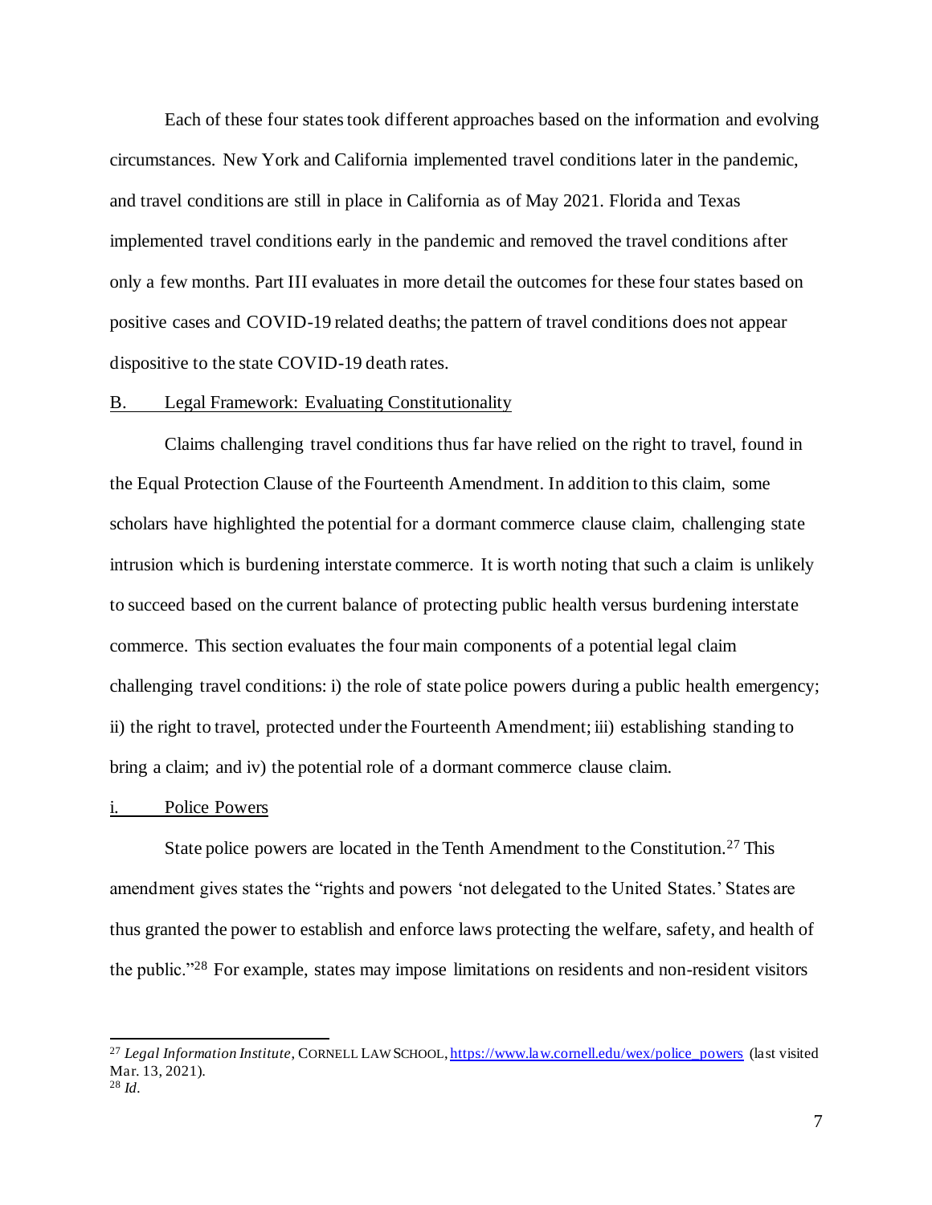Each of these four states took different approaches based on the information and evolving circumstances. New York and California implemented travel conditions later in the pandemic, and travel conditions are still in place in California as of May 2021. Florida and Texas implemented travel conditions early in the pandemic and removed the travel conditions after only a few months. Part III evaluates in more detail the outcomes for these four states based on positive cases and COVID-19 related deaths; the pattern of travel conditions does not appear dispositive to the state COVID-19 death rates.

## B. Legal Framework: Evaluating Constitutionality

Claims challenging travel conditions thus far have relied on the right to travel, found in the Equal Protection Clause of the Fourteenth Amendment. In addition to this claim, some scholars have highlighted the potential for a dormant commerce clause claim, challenging state intrusion which is burdening interstate commerce. It is worth noting that such a claim is unlikely to succeed based on the current balance of protecting public health versus burdening interstate commerce. This section evaluates the four main components of a potential legal claim challenging travel conditions: i) the role of state police powers during a public health emergency; ii) the right to travel, protected under the Fourteenth Amendment; iii) establishing standing to bring a claim; and iv) the potential role of a dormant commerce clause claim.

### i. Police Powers

State police powers are located in the Tenth Amendment to the Constitution.[27] This amendment gives states the "rights and powers 'not delegated to the United States.' States are thus granted the power to establish and enforce laws protecting the welfare, safety, and health of the public."[28] For example, states may impose limitations on residents and non-resident visitors

---

[27] *Legal Information Institute*, CORNELL LAW SCHOOL, https://www.law.cornell.edu/wex/police_powers (last visited Mar. 13, 2021).

[28] *Id.*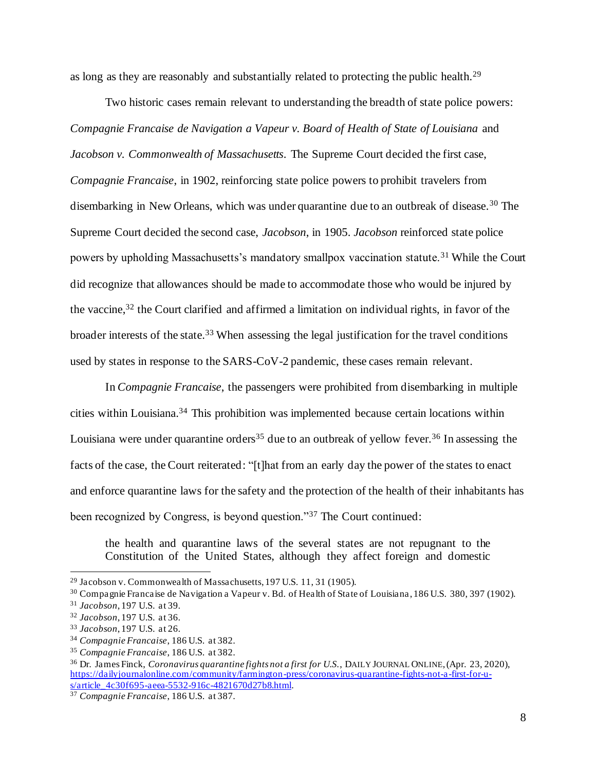as long as they are reasonably and substantially related to protecting the public health.[29]

Two historic cases remain relevant to understanding the breadth of state police powers: *Compagnie Francaise de Navigation a Vapeur v. Board of Health of State of Louisiana* and *Jacobson v. Commonwealth of Massachusetts*. The Supreme Court decided the first case, *Compagnie Francaise*, in 1902, reinforcing state police powers to prohibit travelers from disembarking in New Orleans, which was under quarantine due to an outbreak of disease.[30] The Supreme Court decided the second case, *Jacobson*, in 1905. *Jacobson* reinforced state police powers by upholding Massachusetts's mandatory smallpox vaccination statute.[31] While the Court did recognize that allowances should be made to accommodate those who would be injured by the vaccine,[32] the Court clarified and affirmed a limitation on individual rights, in favor of the broader interests of the state.[33] When assessing the legal justification for the travel conditions used by states in response to the SARS-CoV-2 pandemic, these cases remain relevant.

In *Compagnie Francaise*, the passengers were prohibited from disembarking in multiple cities within Louisiana.[34] This prohibition was implemented because certain locations within Louisiana were under quarantine orders[35] due to an outbreak of yellow fever.[36] In assessing the facts of the case, the Court reiterated: "[t]hat from an early day the power of the states to enact and enforce quarantine laws for the safety and the protection of the health of their inhabitants has been recognized by Congress, is beyond question."[37] The Court continued:

> the health and quarantine laws of the several states are not repugnant to the Constitution of the United States, although they affect foreign and domestic

---

[29] Jacobson v. Commonwealth of Massachusetts, 197 U.S. 11, 31 (1905).

[30] Compagnie Francaise de Navigation a Vapeur v. Bd. of Health of State of Louisiana, 186 U.S. 380, 397 (1902).

[31] *Jacobson*, 197 U.S. at 39.

[32] *Jacobson*, 197 U.S. at 36.

[33] *Jacobson*, 197 U.S. at 26.

[34] *Compagnie Francaise*, 186 U.S. at 382.

[35] *Compagnie Francaise*, 186 U.S. at 382.

[36] Dr. James Finck, *Coronavirus quarantine fights not a first for U.S.*, DAILY JOURNAL ONLINE, (Apr. 23, 2020), https://dailyjournalonline.com/community/farmington-press/coronavirus-quarantine-fights-not-a-first-for-u-s/article_4c30f695-aeea-5532-916c-4821670d27b8.html.

[37] *Compagnie Francaise*, 186 U.S. at 387.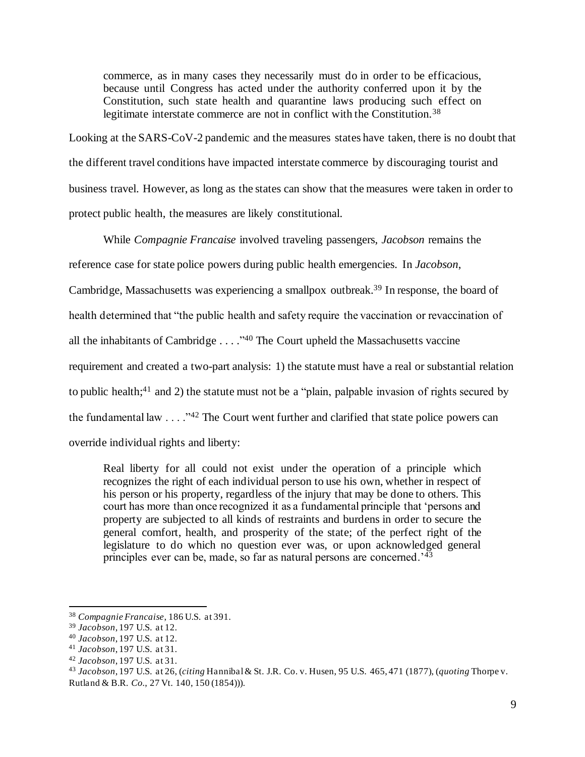> commerce, as in many cases they necessarily must do in order to be efficacious, because until Congress has acted under the authority conferred upon it by the Constitution, such state health and quarantine laws producing such effect on legitimate interstate commerce are not in conflict with the Constitution.[38]

Looking at the SARS-CoV-2 pandemic and the measures states have taken, there is no doubt that the different travel conditions have impacted interstate commerce by discouraging tourist and business travel. However, as long as the states can show that the measures were taken in order to protect public health, the measures are likely constitutional.

While *Compagnie Francaise* involved traveling passengers, *Jacobson* remains the reference case for state police powers during public health emergencies. In *Jacobson*, Cambridge, Massachusetts was experiencing a smallpox outbreak.[39] In response, the board of health determined that "the public health and safety require the vaccination or revaccination of all the inhabitants of Cambridge . . . ."[40] The Court upheld the Massachusetts vaccine requirement and created a two-part analysis: 1) the statute must have a real or substantial relation to public health;[41] and 2) the statute must not be a "plain, palpable invasion of rights secured by the fundamental law . . . ."[42] The Court went further and clarified that state police powers can override individual rights and liberty:

> Real liberty for all could not exist under the operation of a principle which recognizes the right of each individual person to use his own, whether in respect of his person or his property, regardless of the injury that may be done to others. This court has more than once recognized it as a fundamental principle that 'persons and property are subjected to all kinds of restraints and burdens in order to secure the general comfort, health, and prosperity of the state; of the perfect right of the legislature to do which no question ever was, or upon acknowledged general principles ever can be, made, so far as natural persons are concerned.'[43]

---

[38] *Compagnie Francaise*, 186 U.S. at 391.

[39] *Jacobson*, 197 U.S. at 12.

[40] *Jacobson*, 197 U.S. at 12.

[41] *Jacobson*, 197 U.S. at 31.

[42] *Jacobson*, 197 U.S. at 31.

[43] *Jacobson*, 197 U.S. at 26, (*citing* Hannibal & St. J.R. Co. v. Husen, 95 U.S. 465, 471 (1877), (*quoting* Thorpe v. Rutland & B.R. *Co.*, 27 Vt. 140, 150 (1854))).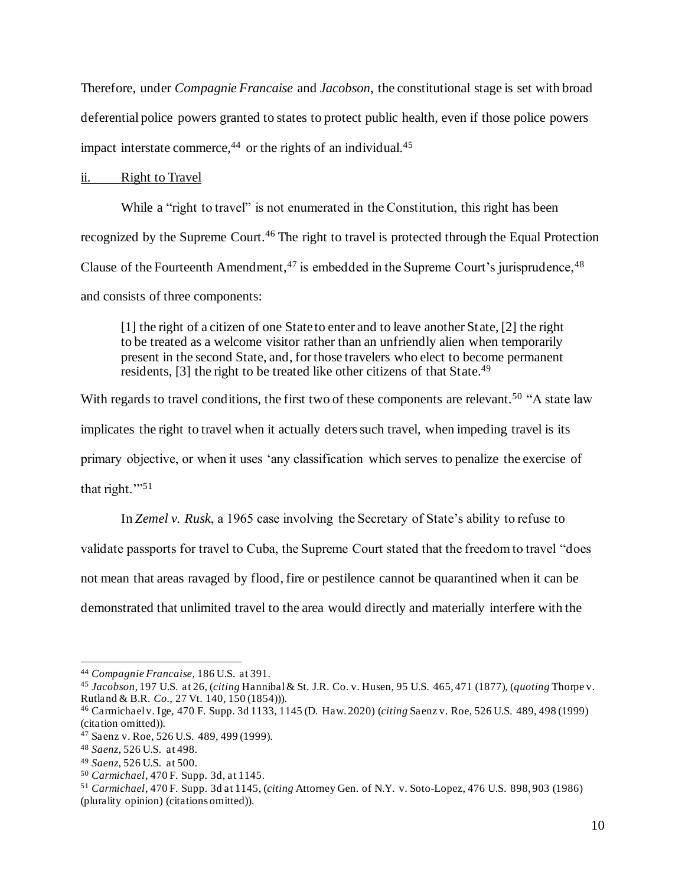Therefore, under *Compagnie Francaise* and *Jacobson*, the constitutional stage is set with broad deferential police powers granted to states to protect public health, even if those police powers impact interstate commerce,[44] or the rights of an individual.[45]

ii. Right to Travel

While a "right to travel" is not enumerated in the Constitution, this right has been recognized by the Supreme Court.[46] The right to travel is protected through the Equal Protection Clause of the Fourteenth Amendment,[47] is embedded in the Supreme Court's jurisprudence,[48] and consists of three components:

> [1] the right of a citizen of one State to enter and to leave another State, [2] the right to be treated as a welcome visitor rather than an unfriendly alien when temporarily present in the second State, and, for those travelers who elect to become permanent residents, [3] the right to be treated like other citizens of that State.[49]

With regards to travel conditions, the first two of these components are relevant.[50] "A state law implicates the right to travel when it actually deters such travel, when impeding travel is its primary objective, or when it uses 'any classification which serves to penalize the exercise of that right.'"[51]

In *Zemel v. Rusk*, a 1965 case involving the Secretary of State's ability to refuse to validate passports for travel to Cuba, the Supreme Court stated that the freedom to travel "does not mean that areas ravaged by flood, fire or pestilence cannot be quarantined when it can be demonstrated that unlimited travel to the area would directly and materially interfere with the

---

[44] *Compagnie Francaise*, 186 U.S. at 391.

[45] *Jacobson*, 197 U.S. at 26, (*citing* Hannibal & St. J.R. Co. v. Husen, 95 U.S. 465, 471 (1877), (*quoting* Thorpe v. Rutland & B.R. *Co.*, 27 Vt. 140, 150 (1854))).

[46] Carmichael v. Ige, 470 F. Supp. 3d 1133, 1145 (D. Haw. 2020) (*citing* Saenz v. Roe, 526 U.S. 489, 498 (1999) (citation omitted)).

[47] Saenz v. Roe, 526 U.S. 489, 499 (1999).

[48] *Saenz*, 526 U.S. at 498.

[49] *Saenz*, 526 U.S. at 500.

[50] *Carmichael*, 470 F. Supp. 3d, at 1145.

[51] *Carmichael*, 470 F. Supp. 3d at 1145, (*citing* Attorney Gen. of N.Y. v. Soto-Lopez, 476 U.S. 898, 903 (1986) (plurality opinion) (citations omitted)).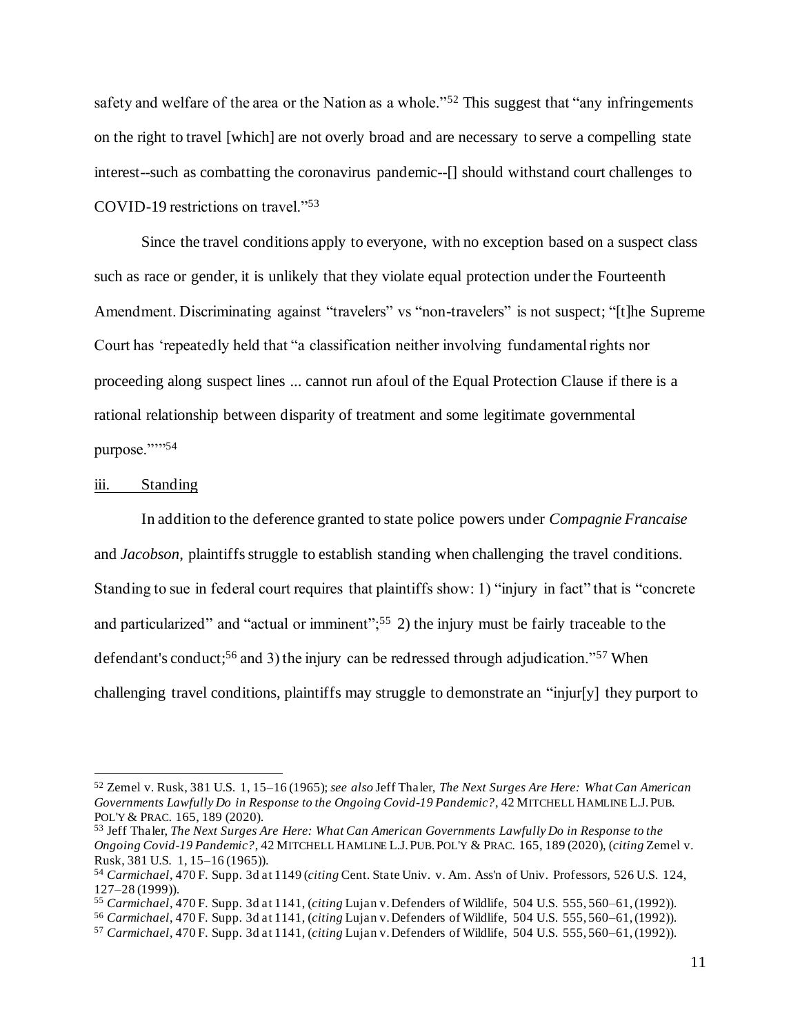safety and welfare of the area or the Nation as a whole."[52] This suggest that "any infringements on the right to travel [which] are not overly broad and are necessary to serve a compelling state interest--such as combatting the coronavirus pandemic--[] should withstand court challenges to COVID-19 restrictions on travel."[53]

Since the travel conditions apply to everyone, with no exception based on a suspect class such as race or gender, it is unlikely that they violate equal protection under the Fourteenth Amendment. Discriminating against "travelers" vs "non-travelers" is not suspect; "[t]he Supreme Court has 'repeatedly held that "a classification neither involving fundamental rights nor proceeding along suspect lines ... cannot run afoul of the Equal Protection Clause if there is a rational relationship between disparity of treatment and some legitimate governmental purpose."'"[54]

### iii. Standing

In addition to the deference granted to state police powers under *Compagnie Francaise* and *Jacobson*, plaintiffs struggle to establish standing when challenging the travel conditions. Standing to sue in federal court requires that plaintiffs show: 1) "injury in fact" that is "concrete and particularized" and "actual or imminent";[55] 2) the injury must be fairly traceable to the defendant's conduct;[56] and 3) the injury can be redressed through adjudication."[57] When challenging travel conditions, plaintiffs may struggle to demonstrate an "injur[y] they purport to

---

[52] Zemel v. Rusk, 381 U.S. 1, 15–16 (1965); *see also* Jeff Thaler, *The Next Surges Are Here: What Can American Governments Lawfully Do in Response to the Ongoing Covid-19 Pandemic?*, 42 MITCHELL HAMLINE L.J. PUB. POL'Y & PRAC. 165, 189 (2020).

[53] Jeff Thaler, *The Next Surges Are Here: What Can American Governments Lawfully Do in Response to the Ongoing Covid-19 Pandemic?*, 42 MITCHELL HAMLINE L.J. PUB. POL'Y & PRAC. 165, 189 (2020), (*citing* Zemel v. Rusk, 381 U.S. 1, 15–16 (1965)).

[54] *Carmichael*, 470 F. Supp. 3d at 1149 (*citing* Cent. State Univ. v. Am. Ass'n of Univ. Professors, 526 U.S. 124, 127–28 (1999)).

[55] *Carmichael*, 470 F. Supp. 3d at 1141, (*citing* Lujan v. Defenders of Wildlife, 504 U.S. 555, 560–61, (1992)).

[56] *Carmichael*, 470 F. Supp. 3d at 1141, (*citing* Lujan v. Defenders of Wildlife, 504 U.S. 555, 560–61, (1992)).

[57] *Carmichael*, 470 F. Supp. 3d at 1141, (*citing* Lujan v. Defenders of Wildlife, 504 U.S. 555, 560–61, (1992)).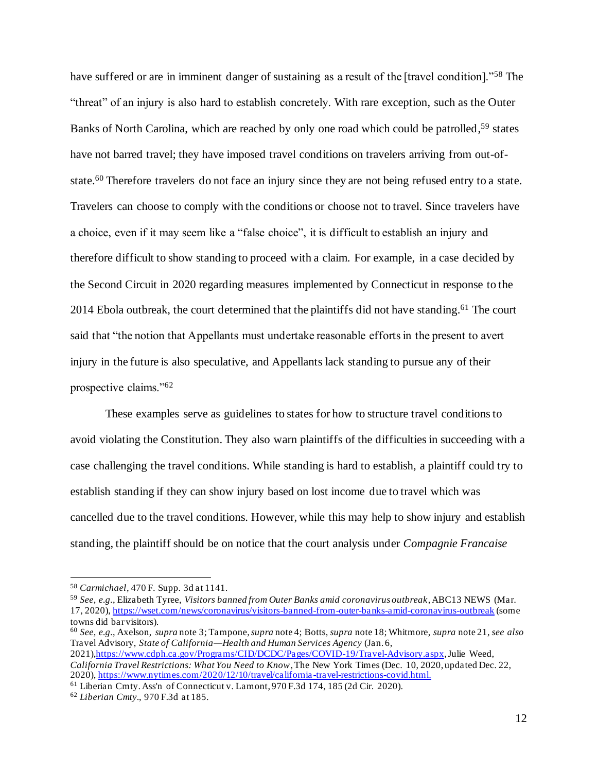have suffered or are in imminent danger of sustaining as a result of the [travel condition]."[58] The "threat" of an injury is also hard to establish concretely. With rare exception, such as the Outer Banks of North Carolina, which are reached by only one road which could be patrolled,[59] states have not barred travel; they have imposed travel conditions on travelers arriving from out-of-state.[60] Therefore travelers do not face an injury since they are not being refused entry to a state. Travelers can choose to comply with the conditions or choose not to travel. Since travelers have a choice, even if it may seem like a "false choice", it is difficult to establish an injury and therefore difficult to show standing to proceed with a claim. For example, in a case decided by the Second Circuit in 2020 regarding measures implemented by Connecticut in response to the 2014 Ebola outbreak, the court determined that the plaintiffs did not have standing.[61] The court said that "the notion that Appellants must undertake reasonable efforts in the present to avert injury in the future is also speculative, and Appellants lack standing to pursue any of their prospective claims."[62]

These examples serve as guidelines to states for how to structure travel conditions to avoid violating the Constitution. They also warn plaintiffs of the difficulties in succeeding with a case challenging the travel conditions. While standing is hard to establish, a plaintiff could try to establish standing if they can show injury based on lost income due to travel which was cancelled due to the travel conditions. However, while this may help to show injury and establish standing, the plaintiff should be on notice that the court analysis under *Compagnie Francaise*

---

[58] *Carmichael*, 470 F. Supp. 3d at 1141.

[59] *See, e.g.*, Elizabeth Tyree, *Visitors banned from Outer Banks amid coronavirus outbreak*, ABC13 NEWS (Mar. 17, 2020), https://wset.com/news/coronavirus/visitors-banned-from-outer-banks-amid-coronavirus-outbreak (some towns did bar visitors).

[60] *See, e.g.*, Axelson, *supra* note 3; Tampone, *supra* note 4; Botts, *supra* note 18; Whitmore, *supra* note 21, *see also* Travel Advisory, *State of California—Health and Human Services Agency* (Jan. 6, 2021), https://www.cdph.ca.gov/Programs/CID/DCDC/Pages/COVID-19/Travel-Advisory.aspx, Julie Weed, *California Travel Restrictions: What You Need to Know*, The New York Times (Dec. 10, 2020, updated Dec. 22, 2020), https://www.nytimes.com/2020/12/10/travel/california-travel-restrictions-covid.html.

[61] Liberian Cmty. Ass'n of Connecticut v. Lamont, 970 F.3d 174, 185 (2d Cir. 2020).

[62] *Liberian Cmty.*, 970 F.3d at 185.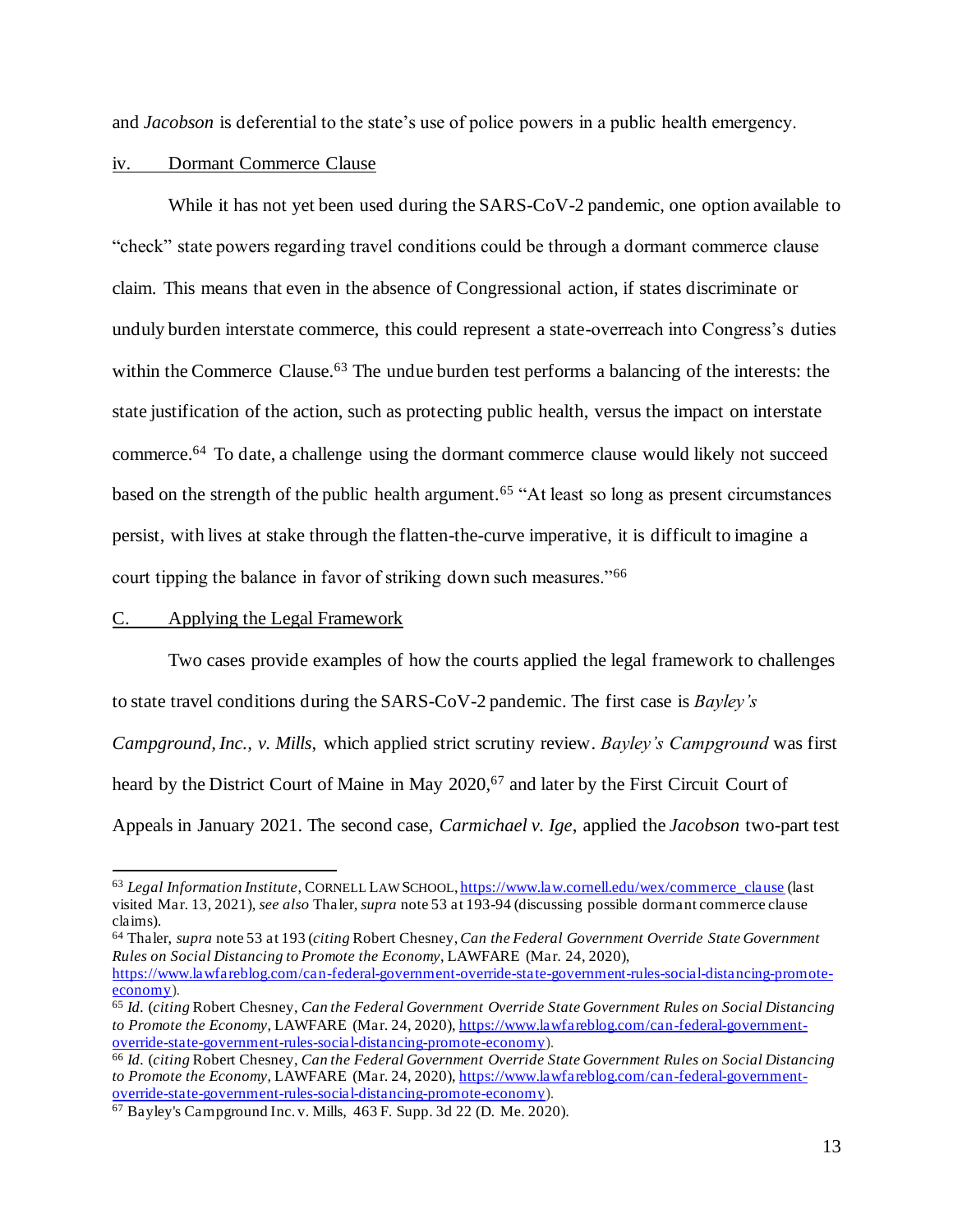and *Jacobson* is deferential to the state's use of police powers in a public health emergency.

iv. Dormant Commerce Clause

While it has not yet been used during the SARS-CoV-2 pandemic, one option available to "check" state powers regarding travel conditions could be through a dormant commerce clause claim. This means that even in the absence of Congressional action, if states discriminate or unduly burden interstate commerce, this could represent a state-overreach into Congress's duties within the Commerce Clause.[63] The undue burden test performs a balancing of the interests: the state justification of the action, such as protecting public health, versus the impact on interstate commerce.[64] To date, a challenge using the dormant commerce clause would likely not succeed based on the strength of the public health argument.[65] "At least so long as present circumstances persist, with lives at stake through the flatten-the-curve imperative, it is difficult to imagine a court tipping the balance in favor of striking down such measures."[66]

C. Applying the Legal Framework

Two cases provide examples of how the courts applied the legal framework to challenges to state travel conditions during the SARS-CoV-2 pandemic. The first case is *Bayley's Campground, Inc., v. Mills,* which applied strict scrutiny review. *Bayley's Campground* was first heard by the District Court of Maine in May 2020,[67] and later by the First Circuit Court of Appeals in January 2021. The second case, *Carmichael v. Ige*, applied the *Jacobson* two-part test

---

[63] *Legal Information Institute*, CORNELL LAW SCHOOL, https://www.law.cornell.edu/wex/commerce_clause (last visited Mar. 13, 2021), *see also* Thaler, *supra* note 53 at 193-94 (discussing possible dormant commerce clause claims).

[64] Thaler, *supra* note 53 at 193 (*citing* Robert Chesney, *Can the Federal Government Override State Government Rules on Social Distancing to Promote the Economy*, LAWFARE (Mar. 24, 2020), https://www.lawfareblog.com/can-federal-government-override-state-government-rules-social-distancing-promote-economy).

[65] *Id.* (*citing* Robert Chesney, *Can the Federal Government Override State Government Rules on Social Distancing to Promote the Economy*, LAWFARE (Mar. 24, 2020), https://www.lawfareblog.com/can-federal-government-override-state-government-rules-social-distancing-promote-economy).

[66] *Id.* (*citing* Robert Chesney, *Can the Federal Government Override State Government Rules on Social Distancing to Promote the Economy*, LAWFARE (Mar. 24, 2020), https://www.lawfareblog.com/can-federal-government-override-state-government-rules-social-distancing-promote-economy).

[67] Bayley's Campground Inc. v. Mills, 463 F. Supp. 3d 22 (D. Me. 2020).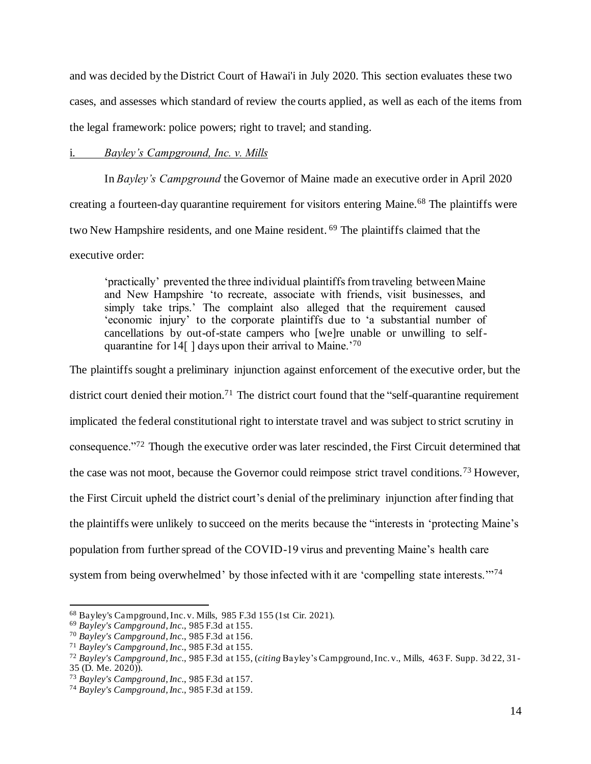and was decided by the District Court of Hawai'i in July 2020. This section evaluates these two cases, and assesses which standard of review the courts applied, as well as each of the items from the legal framework: police powers; right to travel; and standing.

i. *Bayley's Campground, Inc. v. Mills*

In *Bayley's Campground* the Governor of Maine made an executive order in April 2020 creating a fourteen-day quarantine requirement for visitors entering Maine.[68] The plaintiffs were two New Hampshire residents, and one Maine resident.[69] The plaintiffs claimed that the executive order:

> 'practically' prevented the three individual plaintiffs from traveling between Maine and New Hampshire 'to recreate, associate with friends, visit businesses, and simply take trips.' The complaint also alleged that the requirement caused 'economic injury' to the corporate plaintiffs due to 'a substantial number of cancellations by out-of-state campers who [we]re unable or unwilling to self-quarantine for 14[ ] days upon their arrival to Maine.'[70]

The plaintiffs sought a preliminary injunction against enforcement of the executive order, but the district court denied their motion.[71] The district court found that the "self-quarantine requirement implicated the federal constitutional right to interstate travel and was subject to strict scrutiny in consequence."[72] Though the executive order was later rescinded, the First Circuit determined that the case was not moot, because the Governor could reimpose strict travel conditions.[73] However, the First Circuit upheld the district court's denial of the preliminary injunction after finding that the plaintiffs were unlikely to succeed on the merits because the "interests in 'protecting Maine's population from further spread of the COVID-19 virus and preventing Maine's health care system from being overwhelmed' by those infected with it are 'compelling state interests.'"[74]

---

[68] Bayley's Campground, Inc. v. Mills, 985 F.3d 155 (1st Cir. 2021).

[69] *Bayley's Campground, Inc.*, 985 F.3d at 155.

[70] *Bayley's Campground, Inc.*, 985 F.3d at 156.

[71] *Bayley's Campground, Inc.*, 985 F.3d at 155.

[72] *Bayley's Campground, Inc.*, 985 F.3d at 155, (*citing* Bayley's Campground, Inc. v., Mills, 463 F. Supp. 3d 22, 31-35 (D. Me. 2020)).

[73] *Bayley's Campground, Inc.*, 985 F.3d at 157.

[74] *Bayley's Campground, Inc.*, 985 F.3d at 159.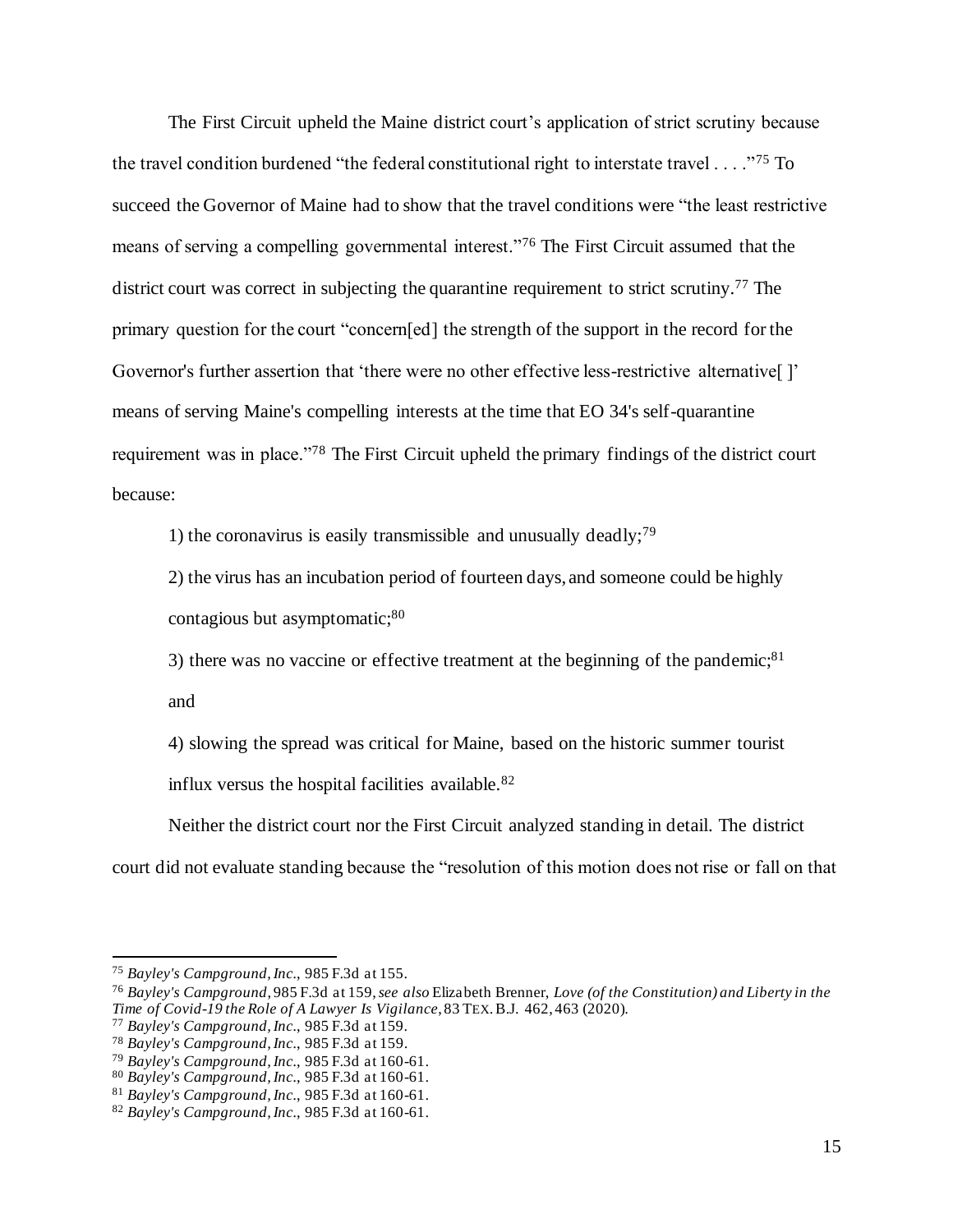The First Circuit upheld the Maine district court's application of strict scrutiny because the travel condition burdened "the federal constitutional right to interstate travel . . . ."[75] To succeed the Governor of Maine had to show that the travel conditions were "the least restrictive means of serving a compelling governmental interest."[76] The First Circuit assumed that the district court was correct in subjecting the quarantine requirement to strict scrutiny.[77] The primary question for the court "concern[ed] the strength of the support in the record for the Governor's further assertion that 'there were no other effective less-restrictive alternative[ ]' means of serving Maine's compelling interests at the time that EO 34's self-quarantine requirement was in place."[78] The First Circuit upheld the primary findings of the district court because:

1) the coronavirus is easily transmissible and unusually deadly;[79]

2) the virus has an incubation period of fourteen days, and someone could be highly contagious but asymptomatic;[80]

3) there was no vaccine or effective treatment at the beginning of the pandemic;[81] and

4) slowing the spread was critical for Maine, based on the historic summer tourist influx versus the hospital facilities available.[82]

Neither the district court nor the First Circuit analyzed standing in detail. The district court did not evaluate standing because the "resolution of this motion does not rise or fall on that

---

[75] *Bayley's Campground, Inc.*, 985 F.3d at 155.

[76] *Bayley's Campground*, 985 F.3d at 159, *see also* Elizabeth Brenner, *Love (of the Constitution) and Liberty in the Time of Covid-19 the Role of A Lawyer Is Vigilance*, 83 TEX. B.J. 462, 463 (2020).

[77] *Bayley's Campground, Inc.*, 985 F.3d at 159.

[78] *Bayley's Campground, Inc.*, 985 F.3d at 159.

[79] *Bayley's Campground, Inc.*, 985 F.3d at 160-61.

[80] *Bayley's Campground, Inc.*, 985 F.3d at 160-61.

[81] *Bayley's Campground, Inc.*, 985 F.3d at 160-61.

[82] *Bayley's Campground, Inc.*, 985 F.3d at 160-61.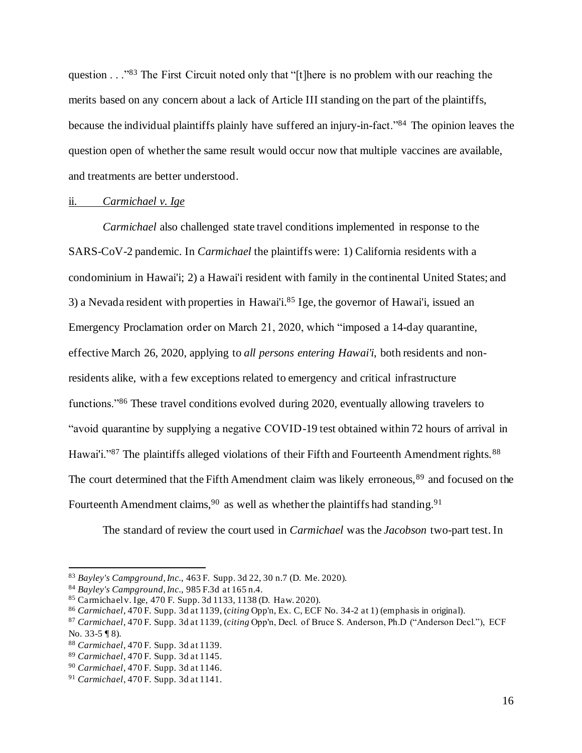question . . ."[83] The First Circuit noted only that "[t]here is no problem with our reaching the merits based on any concern about a lack of Article III standing on the part of the plaintiffs, because the individual plaintiffs plainly have suffered an injury-in-fact."[84] The opinion leaves the question open of whether the same result would occur now that multiple vaccines are available, and treatments are better understood.

ii. *Carmichael v. Ige*

*Carmichael* also challenged state travel conditions implemented in response to the SARS-CoV-2 pandemic. In *Carmichael* the plaintiffs were: 1) California residents with a condominium in Hawai'i; 2) a Hawai'i resident with family in the continental United States; and 3) a Nevada resident with properties in Hawai'i.[85] Ige, the governor of Hawai'i, issued an Emergency Proclamation order on March 21, 2020, which "imposed a 14-day quarantine, effective March 26, 2020, applying to *all persons entering Hawai'i*, both residents and non-residents alike, with a few exceptions related to emergency and critical infrastructure functions."[86] These travel conditions evolved during 2020, eventually allowing travelers to "avoid quarantine by supplying a negative COVID-19 test obtained within 72 hours of arrival in Hawai'i."[87] The plaintiffs alleged violations of their Fifth and Fourteenth Amendment rights.[88] The court determined that the Fifth Amendment claim was likely erroneous,[89] and focused on the Fourteenth Amendment claims,[90] as well as whether the plaintiffs had standing.[91]

The standard of review the court used in *Carmichael* was the *Jacobson* two-part test. In

---

[83] *Bayley's Campground, Inc.*, 463 F. Supp. 3d 22, 30 n.7 (D. Me. 2020).

[84] *Bayley's Campground, Inc.*, 985 F.3d at 165 n.4.

[85] Carmichael v. Ige, 470 F. Supp. 3d 1133, 1138 (D. Haw. 2020).

[86] *Carmichael*, 470 F. Supp. 3d at 1139, (*citing* Opp'n, Ex. C, ECF No. 34-2 at 1) (emphasis in original).

[87] *Carmichael*, 470 F. Supp. 3d at 1139, (*citing* Opp'n, Decl. of Bruce S. Anderson, Ph.D ("Anderson Decl."), ECF No. 33-5 ¶ 8).

[88] *Carmichael*, 470 F. Supp. 3d at 1139.

[89] *Carmichael*, 470 F. Supp. 3d at 1145.

[90] *Carmichael*, 470 F. Supp. 3d at 1146.

[91] *Carmichael*, 470 F. Supp. 3d at 1141.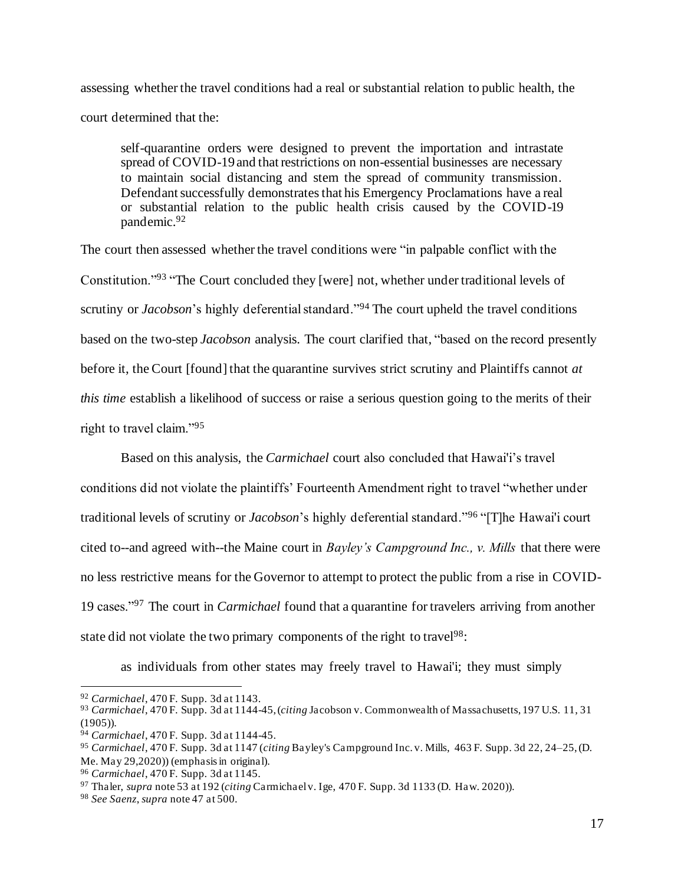assessing whether the travel conditions had a real or substantial relation to public health, the court determined that the:

> self-quarantine orders were designed to prevent the importation and intrastate spread of COVID-19 and that restrictions on non-essential businesses are necessary to maintain social distancing and stem the spread of community transmission. Defendant successfully demonstrates that his Emergency Proclamations have a real or substantial relation to the public health crisis caused by the COVID-19 pandemic.[92]

The court then assessed whether the travel conditions were "in palpable conflict with the Constitution."[93] "The Court concluded they [were] not, whether under traditional levels of scrutiny or *Jacobson*'s highly deferential standard."[94] The court upheld the travel conditions based on the two-step *Jacobson* analysis. The court clarified that, "based on the record presently before it, the Court [found] that the quarantine survives strict scrutiny and Plaintiffs cannot *at this time* establish a likelihood of success or raise a serious question going to the merits of their right to travel claim."[95]

Based on this analysis, the *Carmichael* court also concluded that Hawai'i's travel conditions did not violate the plaintiffs' Fourteenth Amendment right to travel "whether under traditional levels of scrutiny or *Jacobson*'s highly deferential standard."[96] "[T]he Hawai'i court cited to--and agreed with--the Maine court in *Bayley's Campground Inc., v. Mills* that there were no less restrictive means for the Governor to attempt to protect the public from a rise in COVID-19 cases."[97] The court in *Carmichael* found that a quarantine for travelers arriving from another state did not violate the two primary components of the right to travel[98]:

> as individuals from other states may freely travel to Hawai'i; they must simply

---

[92] *Carmichael*, 470 F. Supp. 3d at 1143.

[93] *Carmichael*, 470 F. Supp. 3d at 1144-45, (*citing* Jacobson v. Commonwealth of Massachusetts, 197 U.S. 11, 31 (1905)).

[94] *Carmichael*, 470 F. Supp. 3d at 1144-45.

[95] *Carmichael*, 470 F. Supp. 3d at 1147 (*citing* Bayley's Campground Inc. v. Mills, 463 F. Supp. 3d 22, 24–25, (D. Me. May 29,2020)) (emphasis in original).

[96] *Carmichael*, 470 F. Supp. 3d at 1145.

[97] Thaler, *supra* note 53 at 192 (*citing* Carmichael v. Ige, 470 F. Supp. 3d 1133 (D. Haw. 2020)).

[98] *See Saenz*, *supra* note 47 at 500.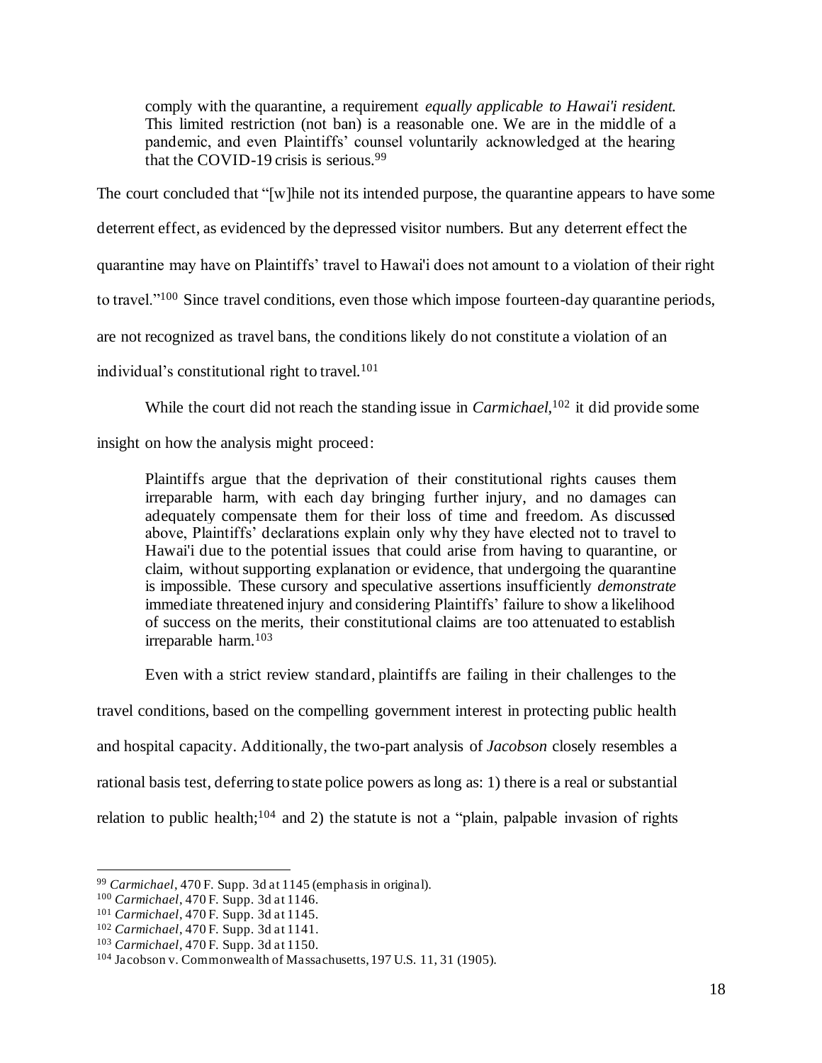> comply with the quarantine, a requirement *equally applicable to Hawai'i resident.* This limited restriction (not ban) is a reasonable one. We are in the middle of a pandemic, and even Plaintiffs' counsel voluntarily acknowledged at the hearing that the COVID-19 crisis is serious.[99]

The court concluded that "[w]hile not its intended purpose, the quarantine appears to have some deterrent effect, as evidenced by the depressed visitor numbers. But any deterrent effect the quarantine may have on Plaintiffs' travel to Hawai'i does not amount to a violation of their right to travel."[100] Since travel conditions, even those which impose fourteen-day quarantine periods, are not recognized as travel bans, the conditions likely do not constitute a violation of an individual's constitutional right to travel.[101]

While the court did not reach the standing issue in *Carmichael*,[102] it did provide some insight on how the analysis might proceed:

> Plaintiffs argue that the deprivation of their constitutional rights causes them irreparable harm, with each day bringing further injury, and no damages can adequately compensate them for their loss of time and freedom. As discussed above, Plaintiffs' declarations explain only why they have elected not to travel to Hawai'i due to the potential issues that could arise from having to quarantine, or claim, without supporting explanation or evidence, that undergoing the quarantine is impossible. These cursory and speculative assertions insufficiently *demonstrate* immediate threatened injury and considering Plaintiffs' failure to show a likelihood of success on the merits, their constitutional claims are too attenuated to establish irreparable harm.[103]

Even with a strict review standard, plaintiffs are failing in their challenges to the travel conditions, based on the compelling government interest in protecting public health and hospital capacity. Additionally, the two-part analysis of *Jacobson* closely resembles a rational basis test, deferring to state police powers as long as: 1) there is a real or substantial relation to public health;[104] and 2) the statute is not a "plain, palpable invasion of rights

---

[99] *Carmichael*, 470 F. Supp. 3d at 1145 (emphasis in original).

[100] *Carmichael*, 470 F. Supp. 3d at 1146.

[101] *Carmichael*, 470 F. Supp. 3d at 1145.

[102] *Carmichael*, 470 F. Supp. 3d at 1141.

[103] *Carmichael*, 470 F. Supp. 3d at 1150.

[104] Jacobson v. Commonwealth of Massachusetts, 197 U.S. 11, 31 (1905).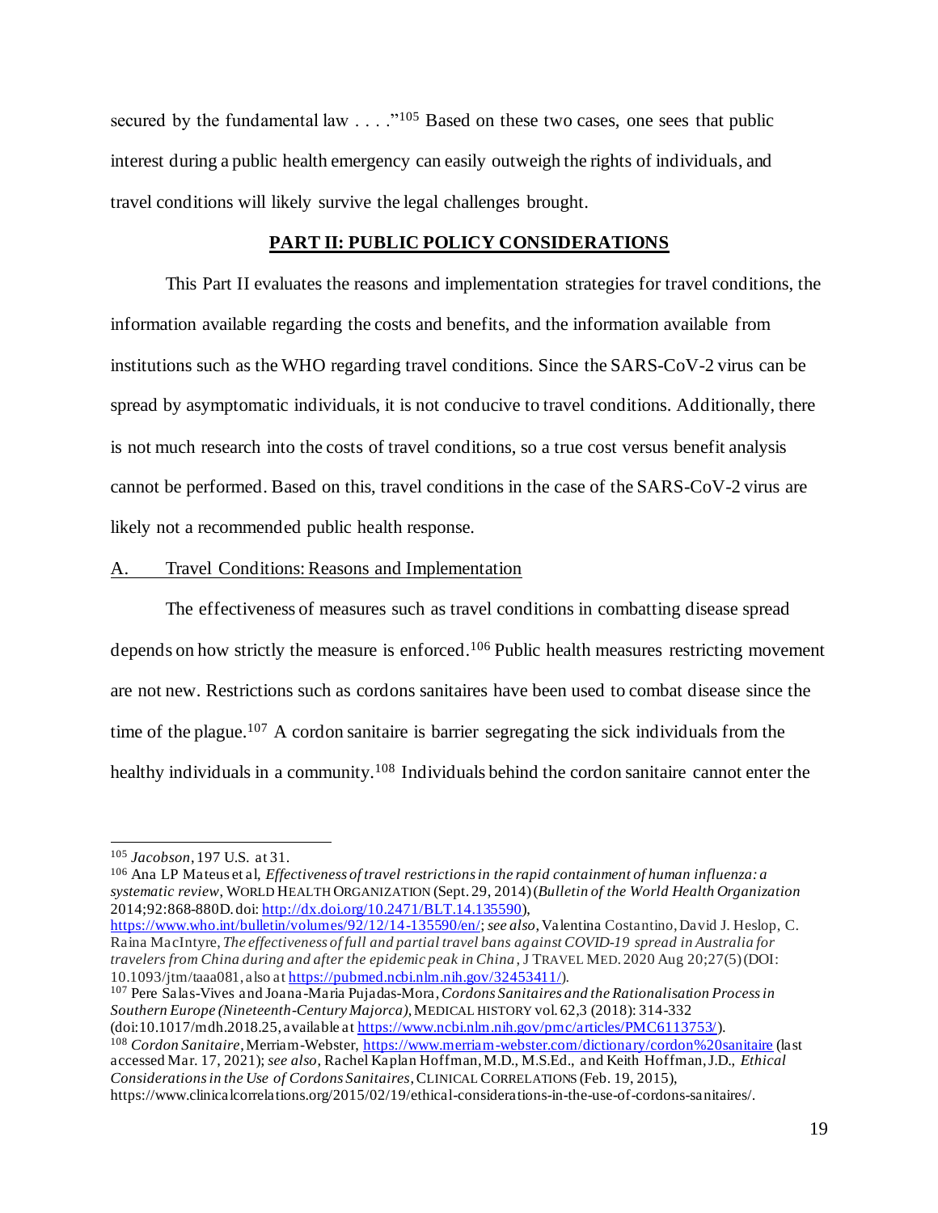secured by the fundamental law . . . ."[105] Based on these two cases, one sees that public interest during a public health emergency can easily outweigh the rights of individuals, and travel conditions will likely survive the legal challenges brought.

## PART II: PUBLIC POLICY CONSIDERATIONS

This Part II evaluates the reasons and implementation strategies for travel conditions, the information available regarding the costs and benefits, and the information available from institutions such as the WHO regarding travel conditions. Since the SARS-CoV-2 virus can be spread by asymptomatic individuals, it is not conducive to travel conditions. Additionally, there is not much research into the costs of travel conditions, so a true cost versus benefit analysis cannot be performed. Based on this, travel conditions in the case of the SARS-CoV-2 virus are likely not a recommended public health response.

### A. Travel Conditions: Reasons and Implementation

The effectiveness of measures such as travel conditions in combatting disease spread depends on how strictly the measure is enforced.[106] Public health measures restricting movement are not new. Restrictions such as cordons sanitaires have been used to combat disease since the time of the plague.[107] A cordon sanitaire is barrier segregating the sick individuals from the healthy individuals in a community.[108] Individuals behind the cordon sanitaire cannot enter the

---

[105] *Jacobson*, 197 U.S. at 31.

[106] Ana LP Mateus et al, *Effectiveness of travel restrictions in the rapid containment of human influenza: a systematic review*, WORLD HEALTH ORGANIZATION (Sept. 29, 2014) (*Bulletin of the World Health Organization* 2014;92:868-880D. doi: http://dx.doi.org/10.2471/BLT.14.135590), https://www.who.int/bulletin/volumes/92/12/14-135590/en/; *see also*, Valentina Costantino, David J. Heslop, C. Raina MacIntyre, *The effectiveness of full and partial travel bans against COVID-19 spread in Australia for travelers from China during and after the epidemic peak in China*, J TRAVEL MED. 2020 Aug 20;27(5) (DOI: 10.1093/jtm/taaa081, also at https://pubmed.ncbi.nlm.nih.gov/32453411/).

[107] Pere Salas-Vives and Joana-Maria Pujadas-Mora, *Cordons Sanitaires and the Rationalisation Process in Southern Europe (Nineteenth-Century Majorca)*, MEDICAL HISTORY vol. 62,3 (2018): 314-332 (doi:10.1017/mdh.2018.25, available at https://www.ncbi.nlm.nih.gov/pmc/articles/PMC6113753/).

[108] *Cordon Sanitaire*, Merriam-Webster, https://www.merriam-webster.com/dictionary/cordon%20sanitaire (last accessed Mar. 17, 2021); *see also*, Rachel Kaplan Hoffman, M.D., M.S.Ed., and Keith Hoffman, J.D., *Ethical Considerations in the Use of Cordons Sanitaires*, CLINICAL CORRELATIONS (Feb. 19, 2015), https://www.clinicalcorrelations.org/2015/02/19/ethical-considerations-in-the-use-of-cordons-sanitaires/.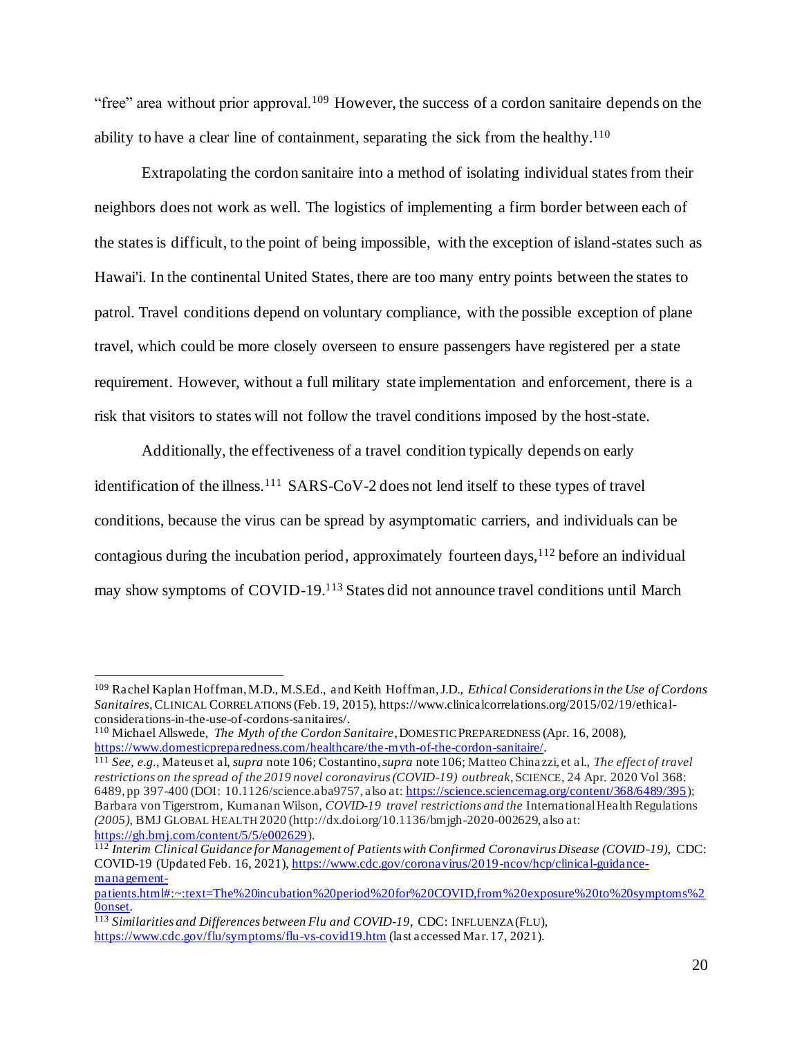"free" area without prior approval.[109] However, the success of a cordon sanitaire depends on the ability to have a clear line of containment, separating the sick from the healthy.[110]

Extrapolating the cordon sanitaire into a method of isolating individual states from their neighbors does not work as well. The logistics of implementing a firm border between each of the states is difficult, to the point of being impossible, with the exception of island-states such as Hawai'i. In the continental United States, there are too many entry points between the states to patrol. Travel conditions depend on voluntary compliance, with the possible exception of plane travel, which could be more closely overseen to ensure passengers have registered per a state requirement. However, without a full military state implementation and enforcement, there is a risk that visitors to states will not follow the travel conditions imposed by the host-state.

Additionally, the effectiveness of a travel condition typically depends on early identification of the illness.[111] SARS-CoV-2 does not lend itself to these types of travel conditions, because the virus can be spread by asymptomatic carriers, and individuals can be contagious during the incubation period, approximately fourteen days,[112] before an individual may show symptoms of COVID-19.[113] States did not announce travel conditions until March

---

[109] Rachel Kaplan Hoffman, M.D., M.S.Ed., and Keith Hoffman, J.D., *Ethical Considerations in the Use of Cordons Sanitaires*, CLINICAL CORRELATIONS (Feb. 19, 2015), https://www.clinicalcorrelations.org/2015/02/19/ethical-considerations-in-the-use-of-cordons-sanitaires/.

[110] Michael Allswede, *The Myth of the Cordon Sanitaire*, DOMESTIC PREPAREDNESS (Apr. 16, 2008), https://www.domesticpreparedness.com/healthcare/the-myth-of-the-cordon-sanitaire/.

[111] *See, e.g.*, Mateus et al, *supra* note 106; Costantino, *supra* note 106; Matteo Chinazzi, et al., *The effect of travel restrictions on the spread of the 2019 novel coronavirus (COVID-19) outbreak*, SCIENCE, 24 Apr. 2020 Vol 368: 6489, pp 397-400 (DOI: 10.1126/science.aba9757, also at: https://science.sciencemag.org/content/368/6489/395); Barbara von Tigerstrom, Kumanan Wilson, *COVID-19 travel restrictions and the* International Health Regulations *(2005)*, BMJ GLOBAL HEALTH 2020 (http://dx.doi.org/10.1136/bmjgh-2020-002629, also at: https://gh.bmj.com/content/5/5/e002629).

[112] *Interim Clinical Guidance for Management of Patients with Confirmed Coronavirus Disease (COVID-19)*, CDC: COVID-19 (Updated Feb. 16, 2021), https://www.cdc.gov/coronavirus/2019-ncov/hcp/clinical-guidance-management-patients.html#:~:text=The%20incubation%20period%20for%20COVID,from%20exposure%20to%20symptoms%20onset.

[113] *Similarities and Differences between Flu and COVID-19*, CDC: INFLUENZA (FLU), https://www.cdc.gov/flu/symptoms/flu-vs-covid19.htm (last accessed Mar. 17, 2021).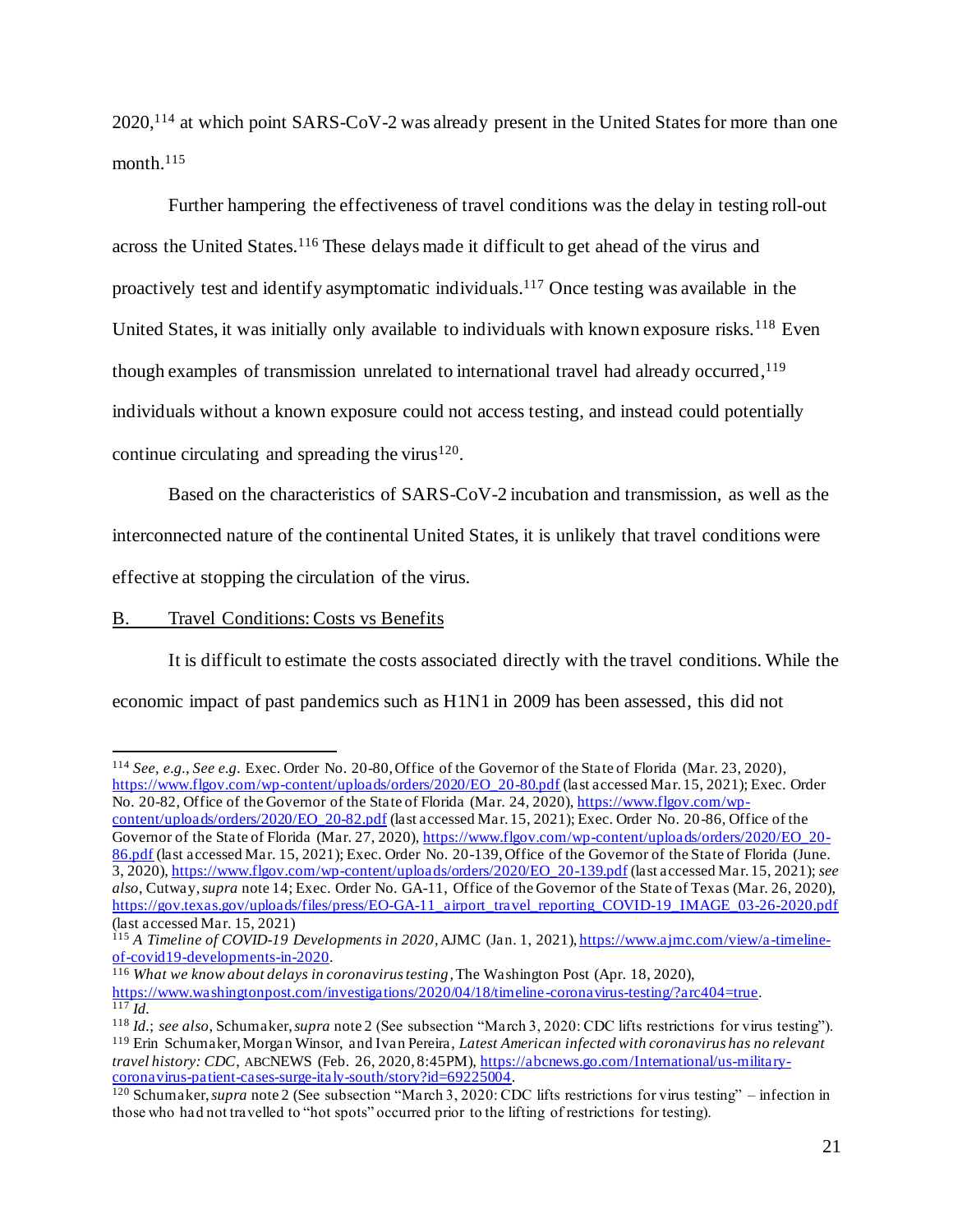2020,[114] at which point SARS-CoV-2 was already present in the United States for more than one month.[115]

Further hampering the effectiveness of travel conditions was the delay in testing roll-out across the United States.[116] These delays made it difficult to get ahead of the virus and proactively test and identify asymptomatic individuals.[117] Once testing was available in the United States, it was initially only available to individuals with known exposure risks.[118] Even though examples of transmission unrelated to international travel had already occurred,[119] individuals without a known exposure could not access testing, and instead could potentially continue circulating and spreading the virus[120].

Based on the characteristics of SARS-CoV-2 incubation and transmission, as well as the interconnected nature of the continental United States, it is unlikely that travel conditions were effective at stopping the circulation of the virus.

## B. Travel Conditions: Costs vs Benefits

It is difficult to estimate the costs associated directly with the travel conditions. While the economic impact of past pandemics such as H1N1 in 2009 has been assessed, this did not

---

[114] *See, e.g.*, *See e.g.* Exec. Order No. 20-80, Office of the Governor of the State of Florida (Mar. 23, 2020), https://www.flgov.com/wp-content/uploads/orders/2020/EO_20-80.pdf (last accessed Mar. 15, 2021); Exec. Order No. 20-82, Office of the Governor of the State of Florida (Mar. 24, 2020), https://www.flgov.com/wp-content/uploads/orders/2020/EO_20-82.pdf (last accessed Mar. 15, 2021); Exec. Order No. 20-86, Office of the Governor of the State of Florida (Mar. 27, 2020), https://www.flgov.com/wp-content/uploads/orders/2020/EO_20-86.pdf (last accessed Mar. 15, 2021); Exec. Order No. 20-139, Office of the Governor of the State of Florida (June. 3, 2020), https://www.flgov.com/wp-content/uploads/orders/2020/EO_20-139.pdf (last accessed Mar. 15, 2021); *see also*, Cutway, *supra* note 14; Exec. Order No. GA-11, Office of the Governor of the State of Texas (Mar. 26, 2020), https://gov.texas.gov/uploads/files/press/EO-GA-11_airport_travel_reporting_COVID-19_IMAGE_03-26-2020.pdf (last accessed Mar. 15, 2021)

[115] *A Timeline of COVID-19 Developments in 2020*, AJMC (Jan. 1, 2021), https://www.ajmc.com/view/a-timeline-of-covid19-developments-in-2020.

[116] *What we know about delays in coronavirus testing*, The Washington Post (Apr. 18, 2020), https://www.washingtonpost.com/investigations/2020/04/18/timeline-coronavirus-testing/?arc404=true.

[117] *Id.*

[118] *Id.*; *see also*, Schumaker, *supra* note 2 (See subsection "March 3, 2020: CDC lifts restrictions for virus testing").

[119] Erin Schumaker, Morgan Winsor, and Ivan Pereira, *Latest American infected with coronavirus has no relevant travel history: CDC*, ABCNEWS (Feb. 26, 2020, 8:45PM), https://abcnews.go.com/International/us-military-coronavirus-patient-cases-surge-italy-south/story?id=69225004.

[120] Schumaker, *supra* note 2 (See subsection "March 3, 2020: CDC lifts restrictions for virus testing" – infection in those who had not travelled to "hot spots" occurred prior to the lifting of restrictions for testing).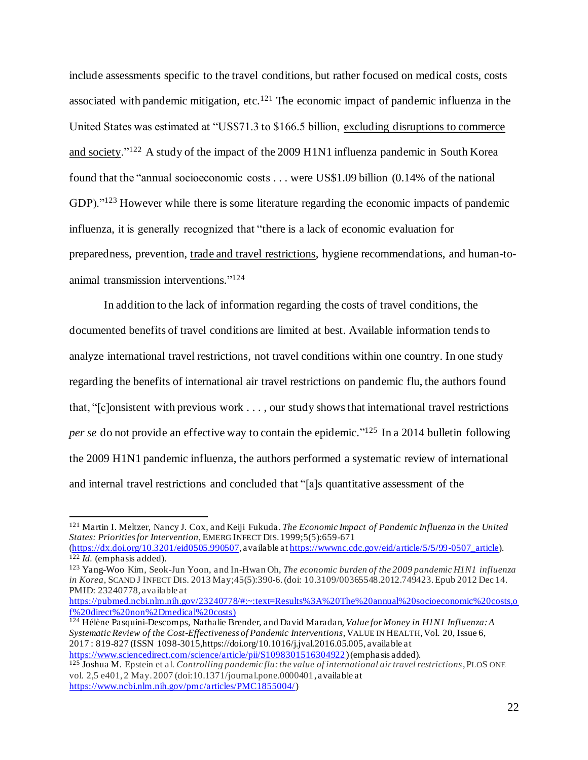include assessments specific to the travel conditions, but rather focused on medical costs, costs associated with pandemic mitigation, etc.[121] The economic impact of pandemic influenza in the United States was estimated at "US$71.3 to $166.5 billion, <u>excluding disruptions to commerce and society</u>."[122] A study of the impact of the 2009 H1N1 influenza pandemic in South Korea found that the "annual socioeconomic costs . . . were US$1.09 billion (0.14% of the national GDP)."[123] However while there is some literature regarding the economic impacts of pandemic influenza, it is generally recognized that "there is a lack of economic evaluation for preparedness, prevention, <u>trade and travel restrictions</u>, hygiene recommendations, and human-to-animal transmission interventions."[124]

In addition to the lack of information regarding the costs of travel conditions, the documented benefits of travel conditions are limited at best. Available information tends to analyze international travel restrictions, not travel conditions within one country. In one study regarding the benefits of international air travel restrictions on pandemic flu, the authors found that, "[c]onsistent with previous work . . . , our study shows that international travel restrictions *per se* do not provide an effective way to contain the epidemic."[125] In a 2014 bulletin following the 2009 H1N1 pandemic influenza, the authors performed a systematic review of international and internal travel restrictions and concluded that "[a]s quantitative assessment of the

---

[121] Martin I. Meltzer, Nancy J. Cox, and Keiji Fukuda. *The Economic Impact of Pandemic Influenza in the United States: Priorities for Intervention*, EMERG INFECT DIS. 1999;5(5):659-671 (https://dx.doi.org/10.3201/eid0505.990507, available at https://wwwnc.cdc.gov/eid/article/5/5/99-0507_article).

[122] *Id.* (emphasis added).

[123] Yang-Woo Kim, Seok-Jun Yoon, and In-Hwan Oh, *The economic burden of the 2009 pandemic H1N1 influenza in Korea*, SCAND J INFECT DIS. 2013 May;45(5):390-6. (doi: 10.3109/00365548.2012.749423. Epub 2012 Dec 14. PMID: 23240778, available at https://pubmed.ncbi.nlm.nih.gov/23240778/#:~:text=Results%3A%20The%20annual%20socioeconomic%20costs,of%20direct%20non%2Dmedical%20costs)

[124] Hélène Pasquini-Descomps, Nathalie Brender, and David Maradan, *Value for Money in H1N1 Influenza: A Systematic Review of the Cost-Effectiveness of Pandemic Interventions*, VALUE IN HEALTH, Vol. 20, Issue 6, 2017 : 819-827 (ISSN 1098-3015,https://doi.org/10.1016/j.jval.2016.05.005, available at https://www.sciencedirect.com/science/article/pii/S1098301516304922) (emphasis added).

[125] Joshua M. Epstein et al. *Controlling pandemic flu: the value of international air travel restrictions*, PLOS ONE vol. 2,5 e401, 2 May. 2007 (doi:10.1371/journal.pone.0000401, available at https://www.ncbi.nlm.nih.gov/pmc/articles/PMC1855004/)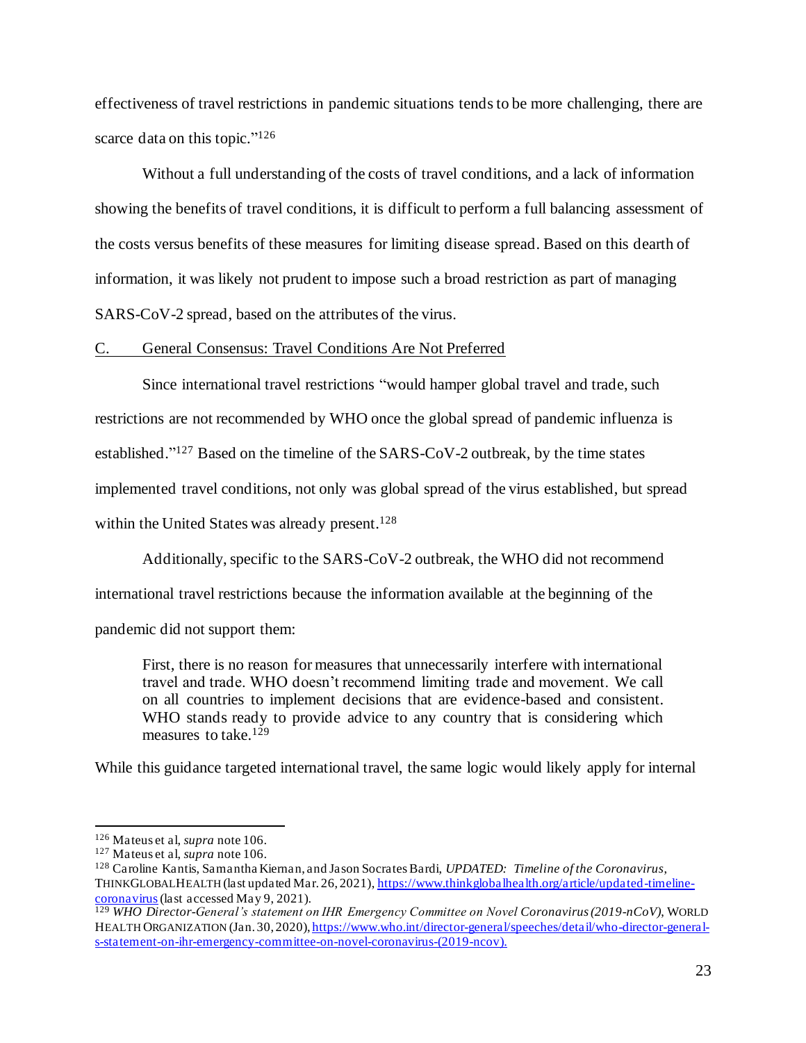effectiveness of travel restrictions in pandemic situations tends to be more challenging, there are scarce data on this topic."[126]

Without a full understanding of the costs of travel conditions, and a lack of information showing the benefits of travel conditions, it is difficult to perform a full balancing assessment of the costs versus benefits of these measures for limiting disease spread. Based on this dearth of information, it was likely not prudent to impose such a broad restriction as part of managing SARS-CoV-2 spread, based on the attributes of the virus.

### C. General Consensus: Travel Conditions Are Not Preferred

Since international travel restrictions "would hamper global travel and trade, such restrictions are not recommended by WHO once the global spread of pandemic influenza is established."[127] Based on the timeline of the SARS-CoV-2 outbreak, by the time states implemented travel conditions, not only was global spread of the virus established, but spread within the United States was already present.[128]

Additionally, specific to the SARS-CoV-2 outbreak, the WHO did not recommend international travel restrictions because the information available at the beginning of the pandemic did not support them:

> First, there is no reason for measures that unnecessarily interfere with international travel and trade. WHO doesn't recommend limiting trade and movement. We call on all countries to implement decisions that are evidence-based and consistent. WHO stands ready to provide advice to any country that is considering which measures to take.[129]

While this guidance targeted international travel, the same logic would likely apply for internal

---

[126] Mateus et al, *supra* note 106.

[127] Mateus et al, *supra* note 106.

[128] Caroline Kantis, Samantha Kiernan, and Jason Socrates Bardi, *UPDATED: Timeline of the Coronavirus*, THINKGLOBALHEALTH (last updated Mar. 26, 2021), https://www.thinkglobalhealth.org/article/updated-timeline-coronavirus (last accessed May 9, 2021).

[129] *WHO Director-General's statement on IHR Emergency Committee on Novel Coronavirus (2019-nCoV)*, WORLD HEALTH ORGANIZATION (Jan. 30, 2020), https://www.who.int/director-general/speeches/detail/who-director-general-s-statement-on-ihr-emergency-committee-on-novel-coronavirus-(2019-ncov).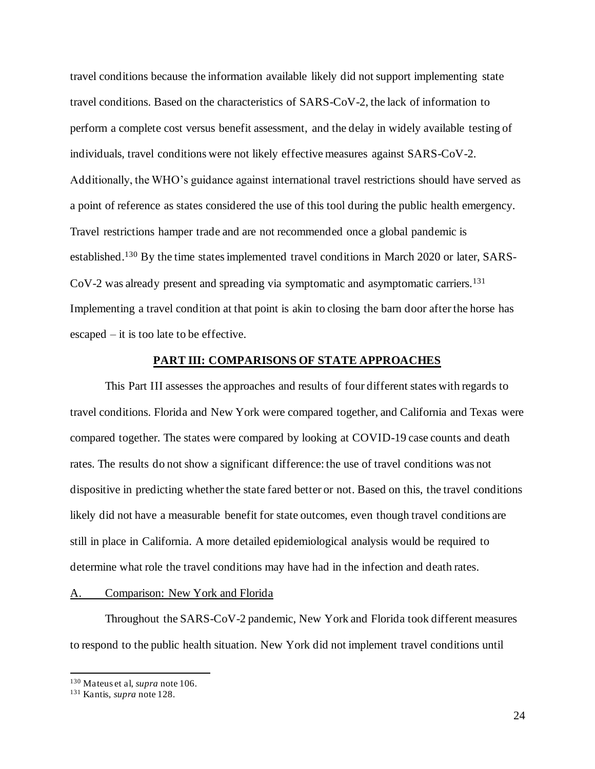travel conditions because the information available likely did not support implementing state travel conditions. Based on the characteristics of SARS-CoV-2, the lack of information to perform a complete cost versus benefit assessment, and the delay in widely available testing of individuals, travel conditions were not likely effective measures against SARS-CoV-2. Additionally, the WHO's guidance against international travel restrictions should have served as a point of reference as states considered the use of this tool during the public health emergency. Travel restrictions hamper trade and are not recommended once a global pandemic is established.[130] By the time states implemented travel conditions in March 2020 or later, SARS-CoV-2 was already present and spreading via symptomatic and asymptomatic carriers.[131] Implementing a travel condition at that point is akin to closing the barn door after the horse has escaped – it is too late to be effective.

## PART III: COMPARISONS OF STATE APPROACHES

This Part III assesses the approaches and results of four different states with regards to travel conditions. Florida and New York were compared together, and California and Texas were compared together. The states were compared by looking at COVID-19 case counts and death rates. The results do not show a significant difference: the use of travel conditions was not dispositive in predicting whether the state fared better or not. Based on this, the travel conditions likely did not have a measurable benefit for state outcomes, even though travel conditions are still in place in California. A more detailed epidemiological analysis would be required to determine what role the travel conditions may have had in the infection and death rates.

### A. Comparison: New York and Florida

Throughout the SARS-CoV-2 pandemic, New York and Florida took different measures to respond to the public health situation. New York did not implement travel conditions until

[130] Mateus et al, *supra* note 106.

[131] Kantis, *supra* note 128.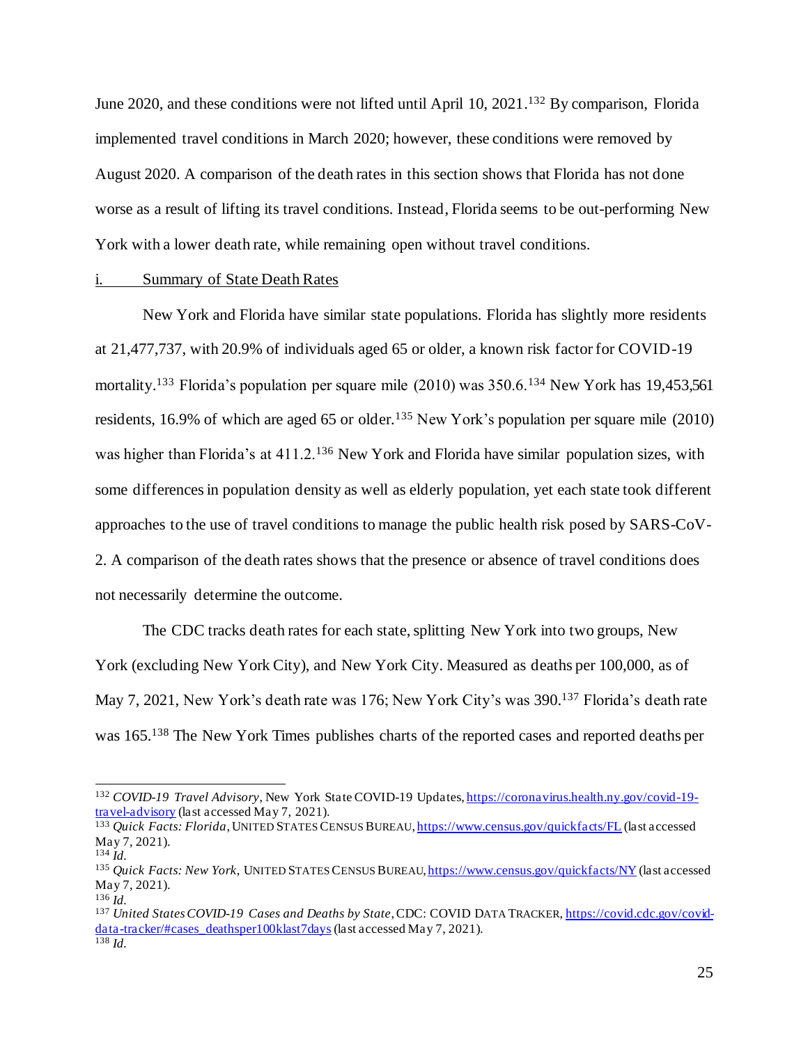June 2020, and these conditions were not lifted until April 10, 2021.[132] By comparison, Florida implemented travel conditions in March 2020; however, these conditions were removed by August 2020. A comparison of the death rates in this section shows that Florida has not done worse as a result of lifting its travel conditions. Instead, Florida seems to be out-performing New York with a lower death rate, while remaining open without travel conditions.

i. Summary of State Death Rates

New York and Florida have similar state populations. Florida has slightly more residents at 21,477,737, with 20.9% of individuals aged 65 or older, a known risk factor for COVID-19 mortality.[133] Florida's population per square mile (2010) was 350.6.[134] New York has 19,453,561 residents, 16.9% of which are aged 65 or older.[135] New York's population per square mile (2010) was higher than Florida's at 411.2.[136] New York and Florida have similar population sizes, with some differences in population density as well as elderly population, yet each state took different approaches to the use of travel conditions to manage the public health risk posed by SARS-CoV-2. A comparison of the death rates shows that the presence or absence of travel conditions does not necessarily determine the outcome.

The CDC tracks death rates for each state, splitting New York into two groups, New York (excluding New York City), and New York City. Measured as deaths per 100,000, as of May 7, 2021, New York's death rate was 176; New York City's was 390.[137] Florida's death rate was 165.[138] The New York Times publishes charts of the reported cases and reported deaths per

---

[132] *COVID-19 Travel Advisory*, New York State COVID-19 Updates, https://coronavirus.health.ny.gov/covid-19-travel-advisory (last accessed May 7, 2021).

[133] *Quick Facts: Florida*, UNITED STATES CENSUS BUREAU, https://www.census.gov/quickfacts/FL (last accessed May 7, 2021).

[134] *Id.*

[135] *Quick Facts: New York*, UNITED STATES CENSUS BUREAU, https://www.census.gov/quickfacts/NY (last accessed May 7, 2021).

[136] *Id.*

[137] *United States COVID-19 Cases and Deaths by State*, CDC: COVID DATA TRACKER, https://covid.cdc.gov/covid-data-tracker/#cases_deathsper100klast7days (last accessed May 7, 2021).

[138] *Id.*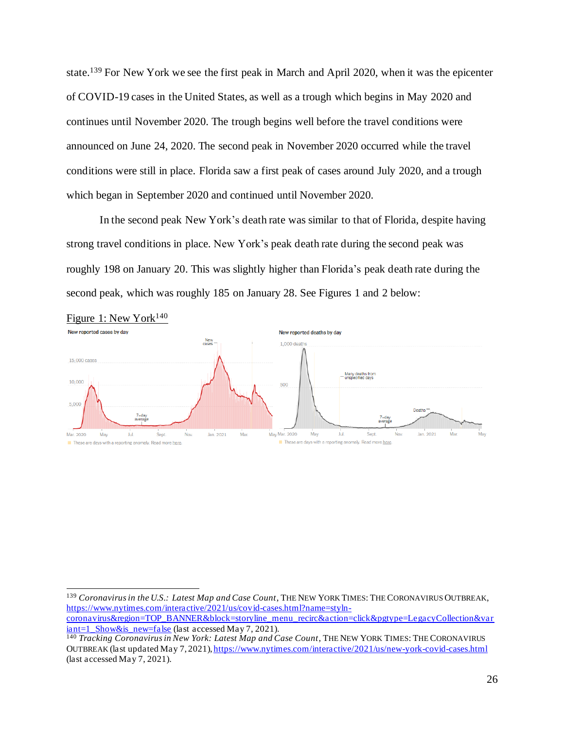state.[139] For New York we see the first peak in March and April 2020, when it was the epicenter of COVID-19 cases in the United States, as well as a trough which begins in May 2020 and continues until November 2020. The trough begins well before the travel conditions were announced on June 24, 2020. The second peak in November 2020 occurred while the travel conditions were still in place. Florida saw a first peak of cases around July 2020, and a trough which began in September 2020 and continued until November 2020.

In the second peak New York's death rate was similar to that of Florida, despite having strong travel conditions in place. New York's peak death rate during the second peak was roughly 198 on January 20. This was slightly higher than Florida's peak death rate during the second peak, which was roughly 185 on January 28. See Figures 1 and 2 below:

Figure 1: New York[140]

---

[139] *Coronavirus in the U.S.: Latest Map and Case Count*, THE NEW YORK TIMES: THE CORONAVIRUS OUTBREAK, https://www.nytimes.com/interactive/2021/us/covid-cases.html?name=styln-coronavirus&region=TOP_BANNER&block=storyline_menu_recirc&action=click&pgtype=LegacyCollection&variant=1_Show&is_new=false (last accessed May 7, 2021).

[140] *Tracking Coronavirus in New York: Latest Map and Case Count*, THE NEW YORK TIMES: THE CORONAVIRUS OUTBREAK (last updated May 7, 2021), https://www.nytimes.com/interactive/2021/us/new-york-covid-cases.html (last accessed May 7, 2021).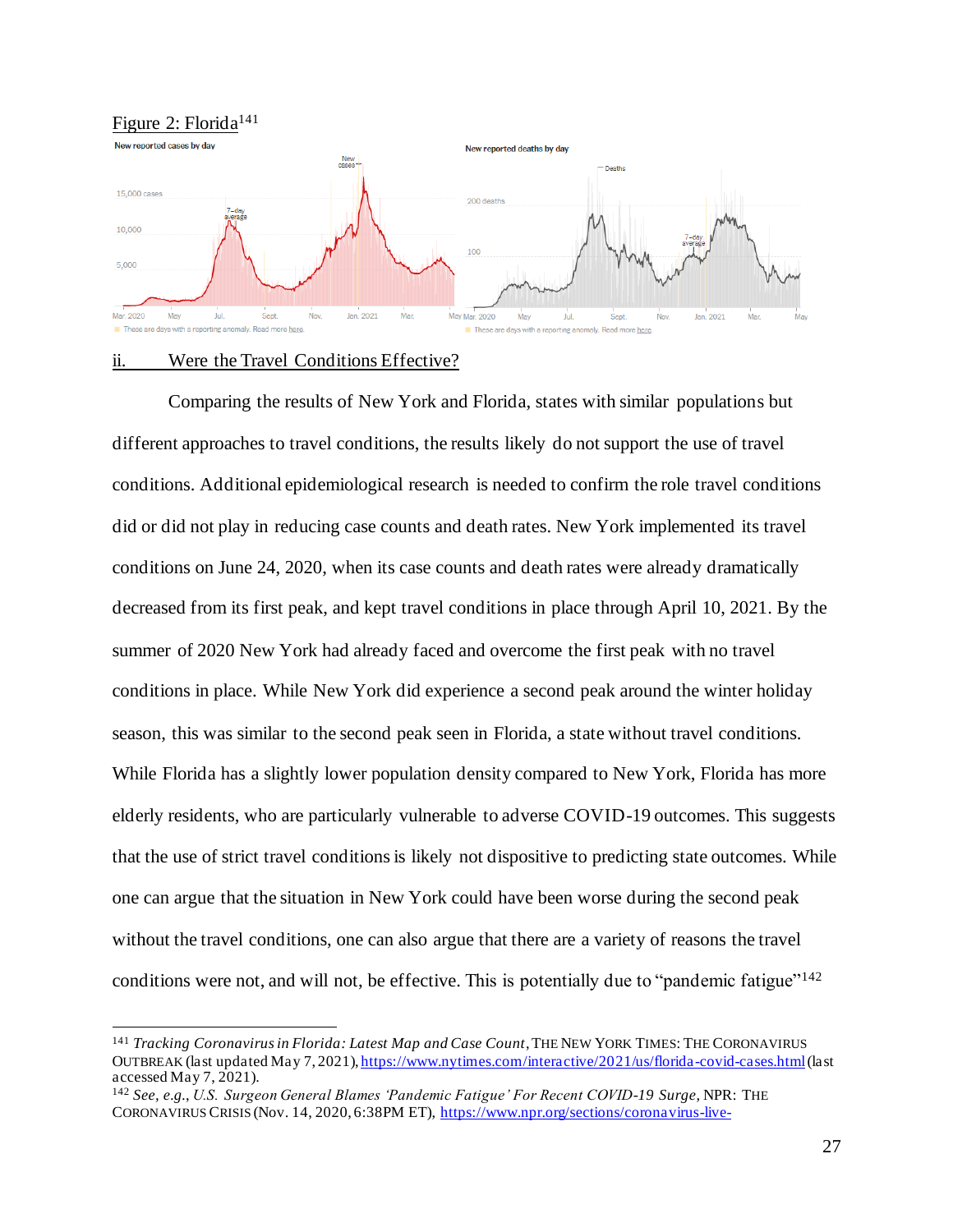Figure 2: Florida[141]

## ii. Were the Travel Conditions Effective?

Comparing the results of New York and Florida, states with similar populations but different approaches to travel conditions, the results likely do not support the use of travel conditions. Additional epidemiological research is needed to confirm the role travel conditions did or did not play in reducing case counts and death rates. New York implemented its travel conditions on June 24, 2020, when its case counts and death rates were already dramatically decreased from its first peak, and kept travel conditions in place through April 10, 2021. By the summer of 2020 New York had already faced and overcome the first peak with no travel conditions in place. While New York did experience a second peak around the winter holiday season, this was similar to the second peak seen in Florida, a state without travel conditions. While Florida has a slightly lower population density compared to New York, Florida has more elderly residents, who are particularly vulnerable to adverse COVID-19 outcomes. This suggests that the use of strict travel conditions is likely not dispositive to predicting state outcomes. While one can argue that the situation in New York could have been worse during the second peak without the travel conditions, one can also argue that there are a variety of reasons the travel conditions were not, and will not, be effective. This is potentially due to "pandemic fatigue"[142]

---

[141] *Tracking Coronavirus in Florida: Latest Map and Case Count*, THE NEW YORK TIMES: THE CORONAVIRUS OUTBREAK (last updated May 7, 2021), https://www.nytimes.com/interactive/2021/us/florida-covid-cases.html (last accessed May 7, 2021).

[142] *See, e.g., U.S. Surgeon General Blames 'Pandemic Fatigue' For Recent COVID-19 Surge*, NPR: THE CORONAVIRUS CRISIS (Nov. 14, 2020, 6:38PM ET), https://www.npr.org/sections/coronavirus-live-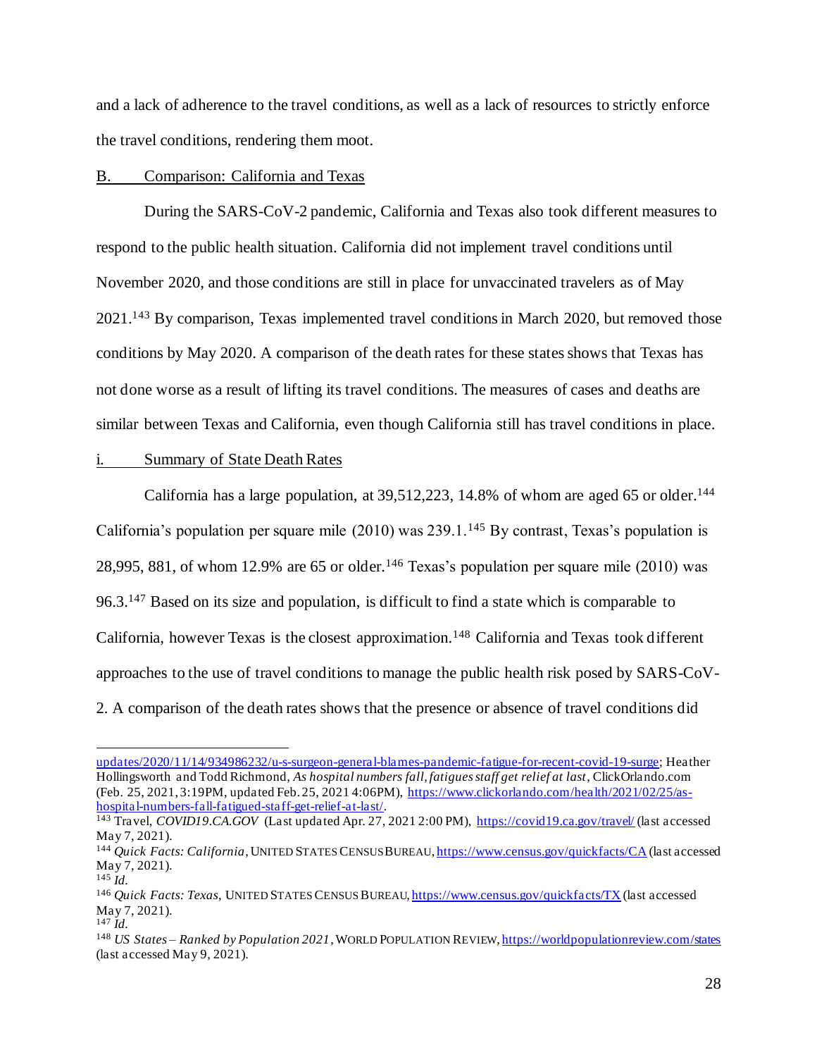and a lack of adherence to the travel conditions, as well as a lack of resources to strictly enforce the travel conditions, rendering them moot.

B. Comparison: California and Texas

During the SARS-CoV-2 pandemic, California and Texas also took different measures to respond to the public health situation. California did not implement travel conditions until November 2020, and those conditions are still in place for unvaccinated travelers as of May 2021.[143] By comparison, Texas implemented travel conditions in March 2020, but removed those conditions by May 2020. A comparison of the death rates for these states shows that Texas has not done worse as a result of lifting its travel conditions. The measures of cases and deaths are similar between Texas and California, even though California still has travel conditions in place.

i. Summary of State Death Rates

California has a large population, at 39,512,223, 14.8% of whom are aged 65 or older.[144] California's population per square mile (2010) was 239.1.[145] By contrast, Texas's population is 28,995, 881, of whom 12.9% are 65 or older.[146] Texas's population per square mile (2010) was 96.3.[147] Based on its size and population, is difficult to find a state which is comparable to California, however Texas is the closest approximation.[148] California and Texas took different approaches to the use of travel conditions to manage the public health risk posed by SARS-CoV-2. A comparison of the death rates shows that the presence or absence of travel conditions did

---

updates/2020/11/14/934986232/u-s-surgeon-general-blames-pandemic-fatigue-for-recent-covid-19-surge; Heather Hollingsworth and Todd Richmond, *As hospital numbers fall, fatigues staff get relief at last*, ClickOrlando.com (Feb. 25, 2021, 3:19PM, updated Feb. 25, 2021 4:06PM), https://www.clickorlando.com/health/2021/02/25/as-hospital-numbers-fall-fatigued-staff-get-relief-at-last/.

[143] Travel, *COVID19.CA.GOV* (Last updated Apr. 27, 2021 2:00 PM), https://covid19.ca.gov/travel/ (last accessed May 7, 2021).

[144] *Quick Facts: California*, UNITED STATES CENSUS BUREAU, https://www.census.gov/quickfacts/CA (last accessed May 7, 2021).

[145] *Id.*

[146] *Quick Facts: Texas*, UNITED STATES CENSUS BUREAU, https://www.census.gov/quickfacts/TX (last accessed May 7, 2021).

[147] *Id.*

[148] *US States – Ranked by Population 2021*, WORLD POPULATION REVIEW, https://worldpopulationreview.com/states (last accessed May 9, 2021).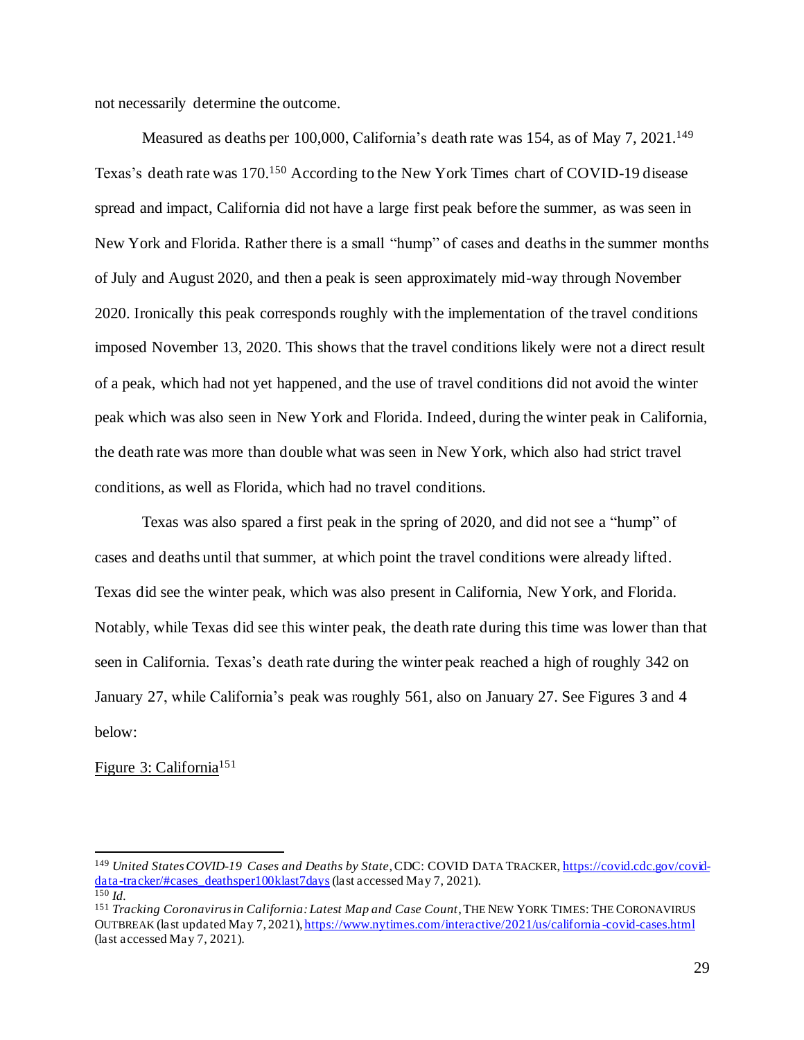not necessarily determine the outcome.

Measured as deaths per 100,000, California's death rate was 154, as of May 7, 2021.[149] Texas's death rate was 170.[150] According to the New York Times chart of COVID-19 disease spread and impact, California did not have a large first peak before the summer, as was seen in New York and Florida. Rather there is a small "hump" of cases and deaths in the summer months of July and August 2020, and then a peak is seen approximately mid-way through November 2020. Ironically this peak corresponds roughly with the implementation of the travel conditions imposed November 13, 2020. This shows that the travel conditions likely were not a direct result of a peak, which had not yet happened, and the use of travel conditions did not avoid the winter peak which was also seen in New York and Florida. Indeed, during the winter peak in California, the death rate was more than double what was seen in New York, which also had strict travel conditions, as well as Florida, which had no travel conditions.

Texas was also spared a first peak in the spring of 2020, and did not see a "hump" of cases and deaths until that summer, at which point the travel conditions were already lifted. Texas did see the winter peak, which was also present in California, New York, and Florida. Notably, while Texas did see this winter peak, the death rate during this time was lower than that seen in California. Texas's death rate during the winter peak reached a high of roughly 342 on January 27, while California's peak was roughly 561, also on January 27. See Figures 3 and 4 below:

Figure 3: California[151]

---

[149] *United States COVID-19 Cases and Deaths by State*, CDC: COVID DATA TRACKER, https://covid.cdc.gov/covid-data-tracker/#cases_deathsper100klast7days (last accessed May 7, 2021).

[150] *Id.*

[151] *Tracking Coronavirus in California: Latest Map and Case Count*, THE NEW YORK TIMES: THE CORONAVIRUS OUTBREAK (last updated May 7, 2021), https://www.nytimes.com/interactive/2021/us/california-covid-cases.html (last accessed May 7, 2021).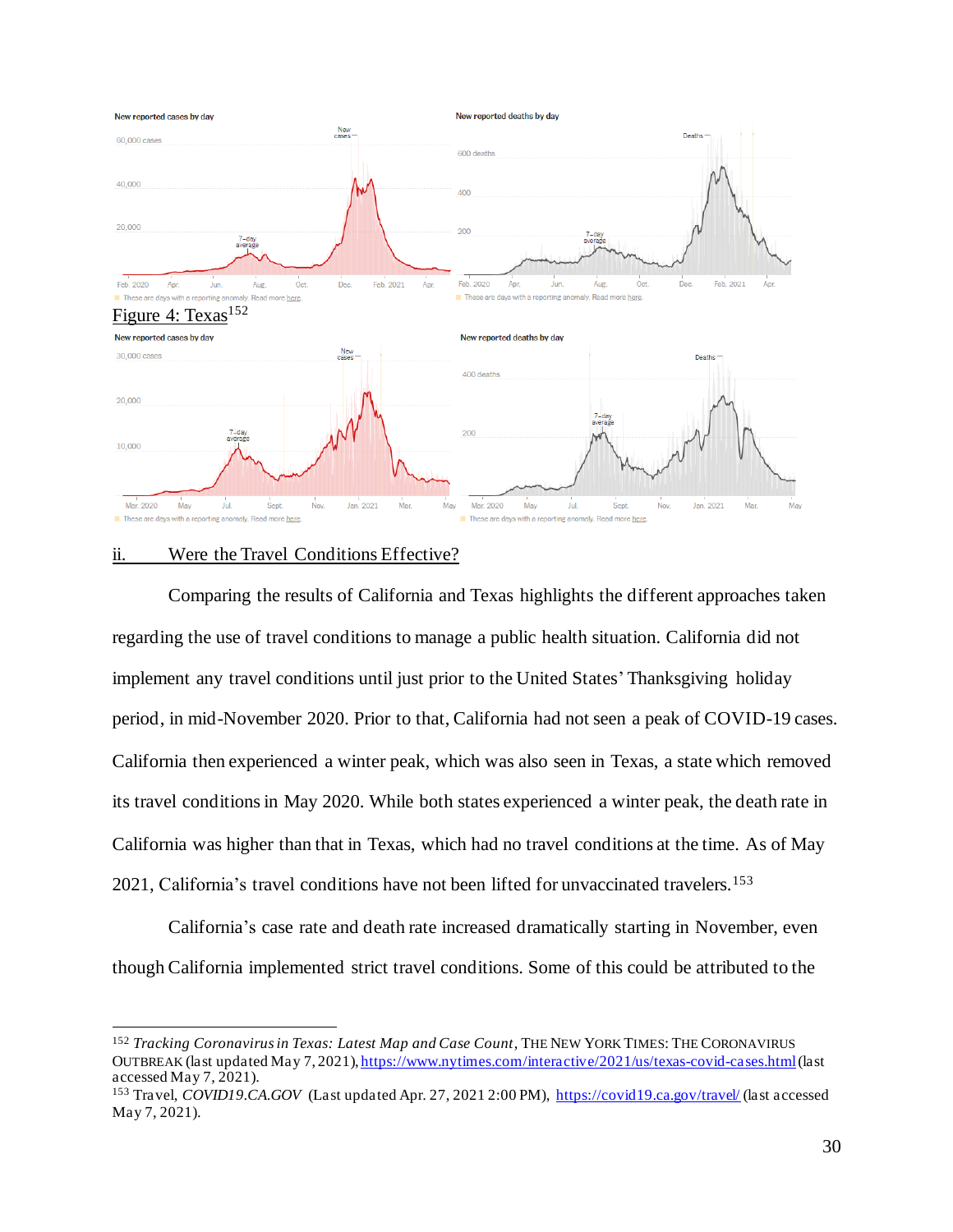Figure 4: Texas[152]

## ii. Were the Travel Conditions Effective?

Comparing the results of California and Texas highlights the different approaches taken regarding the use of travel conditions to manage a public health situation. California did not implement any travel conditions until just prior to the United States' Thanksgiving holiday period, in mid-November 2020. Prior to that, California had not seen a peak of COVID-19 cases. California then experienced a winter peak, which was also seen in Texas, a state which removed its travel conditions in May 2020. While both states experienced a winter peak, the death rate in California was higher than that in Texas, which had no travel conditions at the time. As of May 2021, California's travel conditions have not been lifted for unvaccinated travelers.[153]

California's case rate and death rate increased dramatically starting in November, even though California implemented strict travel conditions. Some of this could be attributed to the

---

[152] *Tracking Coronavirus in Texas: Latest Map and Case Count*, THE NEW YORK TIMES: THE CORONAVIRUS OUTBREAK (last updated May 7, 2021), https://www.nytimes.com/interactive/2021/us/texas-covid-cases.html (last accessed May 7, 2021).

[153] Travel, *COVID19.CA.GOV* (Last updated Apr. 27, 2021 2:00 PM), https://covid19.ca.gov/travel/ (last accessed May 7, 2021).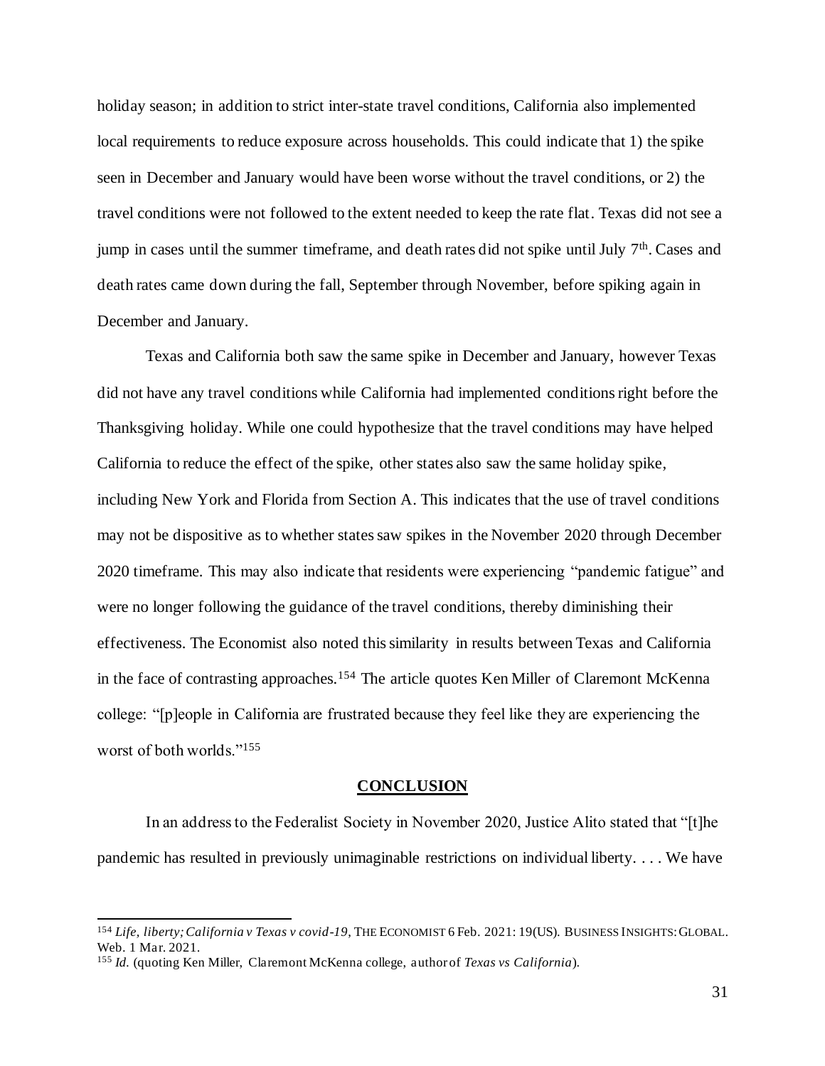holiday season; in addition to strict inter-state travel conditions, California also implemented local requirements to reduce exposure across households. This could indicate that 1) the spike seen in December and January would have been worse without the travel conditions, or 2) the travel conditions were not followed to the extent needed to keep the rate flat. Texas did not see a jump in cases until the summer timeframe, and death rates did not spike until July 7th. Cases and death rates came down during the fall, September through November, before spiking again in December and January.

Texas and California both saw the same spike in December and January, however Texas did not have any travel conditions while California had implemented conditions right before the Thanksgiving holiday. While one could hypothesize that the travel conditions may have helped California to reduce the effect of the spike, other states also saw the same holiday spike, including New York and Florida from Section A. This indicates that the use of travel conditions may not be dispositive as to whether states saw spikes in the November 2020 through December 2020 timeframe. This may also indicate that residents were experiencing "pandemic fatigue" and were no longer following the guidance of the travel conditions, thereby diminishing their effectiveness. The Economist also noted this similarity in results between Texas and California in the face of contrasting approaches.[154] The article quotes Ken Miller of Claremont McKenna college: "[p]eople in California are frustrated because they feel like they are experiencing the worst of both worlds."[155]

## **CONCLUSION**

In an address to the Federalist Society in November 2020, Justice Alito stated that "[t]he pandemic has resulted in previously unimaginable restrictions on individual liberty. . . . We have

---

[154] *Life, liberty; California v Texas v covid-19*, THE ECONOMIST 6 Feb. 2021: 19(US). BUSINESS INSIGHTS: GLOBAL. Web. 1 Mar. 2021.

[155] *Id.* (quoting Ken Miller, Claremont McKenna college, author of *Texas vs California*).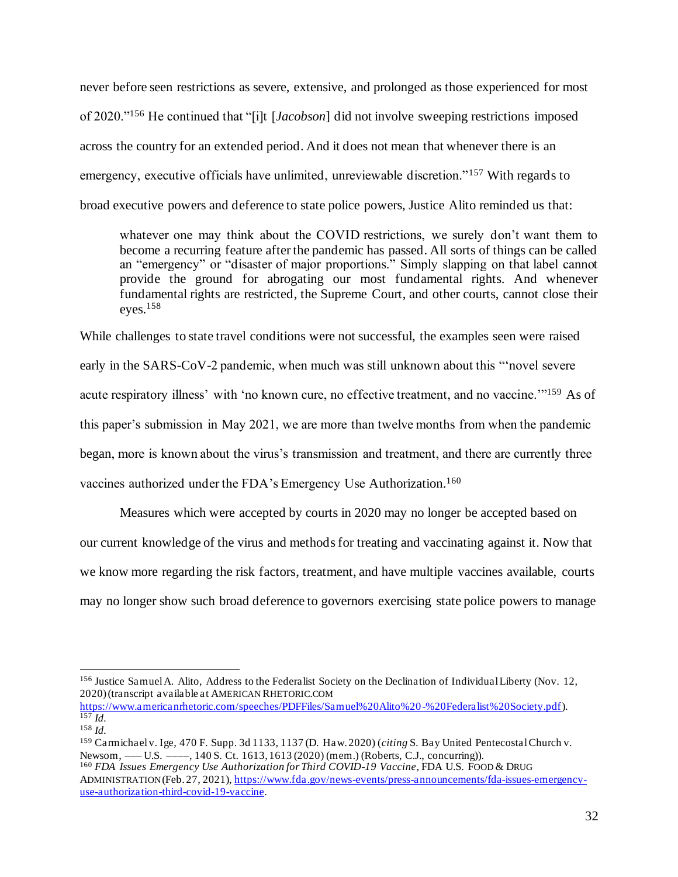never before seen restrictions as severe, extensive, and prolonged as those experienced for most of 2020."[156] He continued that "[i]t [*Jacobson*] did not involve sweeping restrictions imposed across the country for an extended period. And it does not mean that whenever there is an emergency, executive officials have unlimited, unreviewable discretion."[157] With regards to broad executive powers and deference to state police powers, Justice Alito reminded us that:

> whatever one may think about the COVID restrictions, we surely don't want them to become a recurring feature after the pandemic has passed. All sorts of things can be called an "emergency" or "disaster of major proportions." Simply slapping on that label cannot provide the ground for abrogating our most fundamental rights. And whenever fundamental rights are restricted, the Supreme Court, and other courts, cannot close their eyes.[158]

While challenges to state travel conditions were not successful, the examples seen were raised early in the SARS-CoV-2 pandemic, when much was still unknown about this "'novel severe acute respiratory illness' with 'no known cure, no effective treatment, and no vaccine.'"[159] As of this paper's submission in May 2021, we are more than twelve months from when the pandemic began, more is known about the virus's transmission and treatment, and there are currently three vaccines authorized under the FDA's Emergency Use Authorization.[160]

Measures which were accepted by courts in 2020 may no longer be accepted based on our current knowledge of the virus and methods for treating and vaccinating against it. Now that we know more regarding the risk factors, treatment, and have multiple vaccines available, courts may no longer show such broad deference to governors exercising state police powers to manage

---

[156] Justice Samuel A. Alito, Address to the Federalist Society on the Declination of Individual Liberty (Nov. 12, 2020) (transcript available at AMERICAN RHETORIC.COM https://www.americanrhetoric.com/speeches/PDFFiles/Samuel%20Alito%20-%20Federalist%20Society.pdf).

[157] *Id.*

[158] *Id.*

[159] Carmichael v. Ige, 470 F. Supp. 3d 1133, 1137 (D. Haw. 2020) (*citing* S. Bay United Pentecostal Church v. Newsom, ––– U.S. ––––, 140 S. Ct. 1613, 1613 (2020) (mem.) (Roberts, C.J., concurring)).

[160] *FDA Issues Emergency Use Authorization for Third COVID-19 Vaccine*, FDA U.S. FOOD & DRUG ADMINISTRATION (Feb. 27, 2021), https://www.fda.gov/news-events/press-announcements/fda-issues-emergency-use-authorization-third-covid-19-vaccine.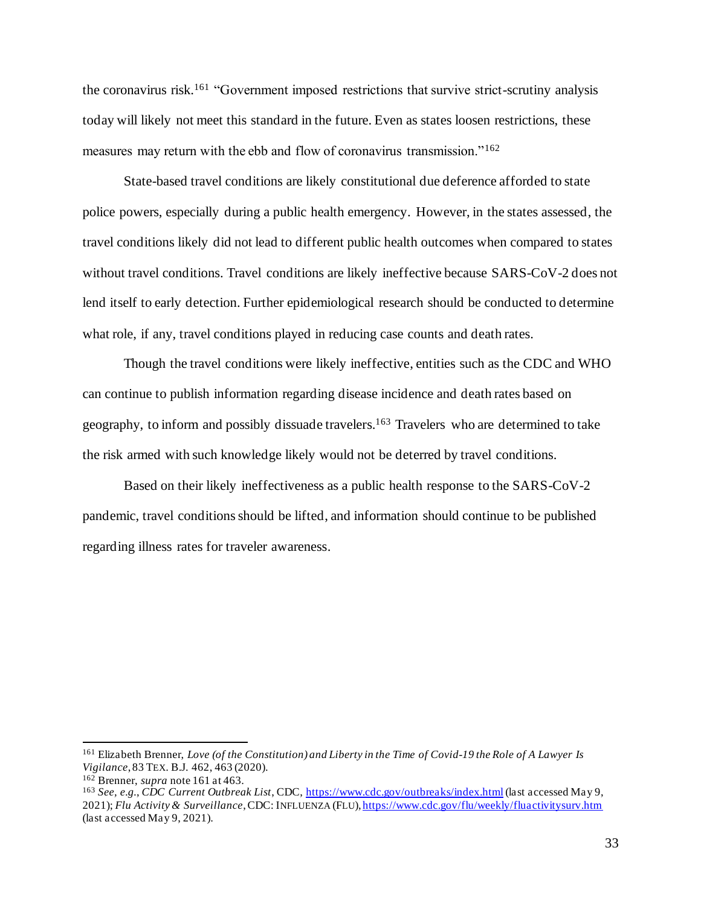the coronavirus risk.[161] "Government imposed restrictions that survive strict-scrutiny analysis today will likely not meet this standard in the future. Even as states loosen restrictions, these measures may return with the ebb and flow of coronavirus transmission."[162]

State-based travel conditions are likely constitutional due deference afforded to state police powers, especially during a public health emergency. However, in the states assessed, the travel conditions likely did not lead to different public health outcomes when compared to states without travel conditions. Travel conditions are likely ineffective because SARS-CoV-2 does not lend itself to early detection. Further epidemiological research should be conducted to determine what role, if any, travel conditions played in reducing case counts and death rates.

Though the travel conditions were likely ineffective, entities such as the CDC and WHO can continue to publish information regarding disease incidence and death rates based on geography, to inform and possibly dissuade travelers.[163] Travelers who are determined to take the risk armed with such knowledge likely would not be deterred by travel conditions.

Based on their likely ineffectiveness as a public health response to the SARS-CoV-2 pandemic, travel conditions should be lifted, and information should continue to be published regarding illness rates for traveler awareness.

---

[161] Elizabeth Brenner, *Love (of the Constitution) and Liberty in the Time of Covid-19 the Role of A Lawyer Is Vigilance*, 83 TEX. B.J. 462, 463 (2020).

[162] Brenner, *supra* note 161 at 463.

[163] *See, e.g.*, *CDC Current Outbreak List*, CDC, https://www.cdc.gov/outbreaks/index.html (last accessed May 9, 2021); *Flu Activity & Surveillance*, CDC: INFLUENZA (FLU), https://www.cdc.gov/flu/weekly/fluactivitysurv.htm (last accessed May 9, 2021).